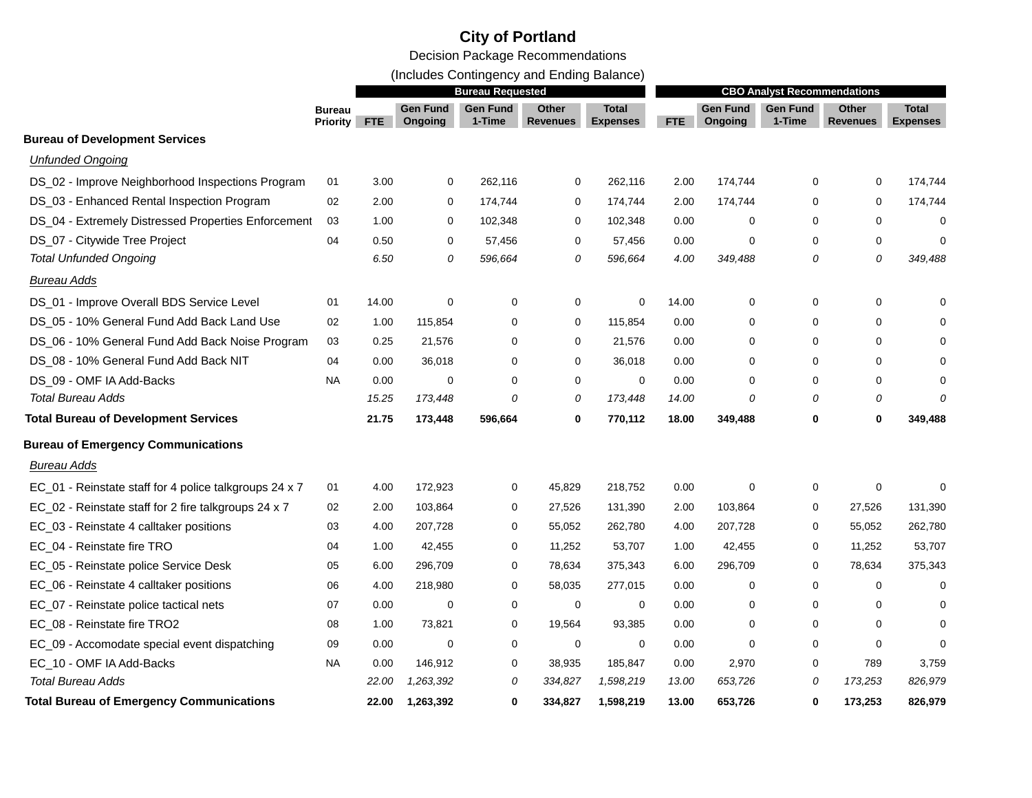# City of Portland

Decision Package Recommendations

(Includes Contingency and Ending Balance)

| | Bureau Priority | Bureau Requested | | | | | CBO Analyst Recommendations | | | | |
|---|---|---|---|---|---|---|---|---|---|---|---|
| | | FTE | Gen Fund Ongoing | Gen Fund 1-Time | Other Revenues | Total Expenses | FTE | Gen Fund Ongoing | Gen Fund 1-Time | Other Revenues | Total Expenses |
| **Bureau of Development Services** | | | | | | | | | | | |
| *Unfunded Ongoing* | | | | | | | | | | | |
| DS_02 - Improve Neighborhood Inspections Program | 01 | 3.00 | 0 | 262,116 | 0 | 262,116 | 2.00 | 174,744 | 0 | 0 | 174,744 |
| DS_03 - Enhanced Rental Inspection Program | 02 | 2.00 | 0 | 174,744 | 0 | 174,744 | 2.00 | 174,744 | 0 | 0 | 174,744 |
| DS_04 - Extremely Distressed Properties Enforcement | 03 | 1.00 | 0 | 102,348 | 0 | 102,348 | 0.00 | 0 | 0 | 0 | 0 |
| DS_07 - Citywide Tree Project | 04 | 0.50 | 0 | 57,456 | 0 | 57,456 | 0.00 | 0 | 0 | 0 | 0 |
| *Total Unfunded Ongoing* | | *6.50* | *0* | *596,664* | *0* | *596,664* | *4.00* | *349,488* | *0* | *0* | *349,488* |
| *Bureau Adds* | | | | | | | | | | | |
| DS_01 - Improve Overall BDS Service Level | 01 | 14.00 | 0 | 0 | 0 | 0 | 14.00 | 0 | 0 | 0 | 0 |
| DS_05 - 10% General Fund Add Back Land Use | 02 | 1.00 | 115,854 | 0 | 0 | 115,854 | 0.00 | 0 | 0 | 0 | 0 |
| DS_06 - 10% General Fund Add Back Noise Program | 03 | 0.25 | 21,576 | 0 | 0 | 21,576 | 0.00 | 0 | 0 | 0 | 0 |
| DS_08 - 10% General Fund Add Back NIT | 04 | 0.00 | 36,018 | 0 | 0 | 36,018 | 0.00 | 0 | 0 | 0 | 0 |
| DS_09 - OMF IA Add-Backs | NA | 0.00 | 0 | 0 | 0 | 0 | 0.00 | 0 | 0 | 0 | 0 |
| *Total Bureau Adds* | | *15.25* | *173,448* | *0* | *0* | *173,448* | *14.00* | *0* | *0* | *0* | *0* |
| **Total Bureau of Development Services** | | **21.75** | **173,448** | **596,664** | **0** | **770,112** | **18.00** | **349,488** | **0** | **0** | **349,488** |
| **Bureau of Emergency Communications** | | | | | | | | | | | |
| *Bureau Adds* | | | | | | | | | | | |
| EC_01 - Reinstate staff for 4 police talkgroups 24 x 7 | 01 | 4.00 | 172,923 | 0 | 45,829 | 218,752 | 0.00 | 0 | 0 | 0 | 0 |
| EC_02 - Reinstate staff for 2 fire talkgroups 24 x 7 | 02 | 2.00 | 103,864 | 0 | 27,526 | 131,390 | 2.00 | 103,864 | 0 | 27,526 | 131,390 |
| EC_03 - Reinstate 4 calltaker positions | 03 | 4.00 | 207,728 | 0 | 55,052 | 262,780 | 4.00 | 207,728 | 0 | 55,052 | 262,780 |
| EC_04 - Reinstate fire TRO | 04 | 1.00 | 42,455 | 0 | 11,252 | 53,707 | 1.00 | 42,455 | 0 | 11,252 | 53,707 |
| EC_05 - Reinstate police Service Desk | 05 | 6.00 | 296,709 | 0 | 78,634 | 375,343 | 6.00 | 296,709 | 0 | 78,634 | 375,343 |
| EC_06 - Reinstate 4 calltaker positions | 06 | 4.00 | 218,980 | 0 | 58,035 | 277,015 | 0.00 | 0 | 0 | 0 | 0 |
| EC_07 - Reinstate police tactical nets | 07 | 0.00 | 0 | 0 | 0 | 0 | 0.00 | 0 | 0 | 0 | 0 |
| EC_08 - Reinstate fire TRO2 | 08 | 1.00 | 73,821 | 0 | 19,564 | 93,385 | 0.00 | 0 | 0 | 0 | 0 |
| EC_09 - Accomodate special event dispatching | 09 | 0.00 | 0 | 0 | 0 | 0 | 0.00 | 0 | 0 | 0 | 0 |
| EC_10 - OMF IA Add-Backs | NA | 0.00 | 146,912 | 0 | 38,935 | 185,847 | 0.00 | 2,970 | 0 | 789 | 3,759 |
| *Total Bureau Adds* | | *22.00* | *1,263,392* | *0* | *334,827* | *1,598,219* | *13.00* | *653,726* | *0* | *173,253* | *826,979* |
| **Total Bureau of Emergency Communications** | | **22.00** | **1,263,392** | **0** | **334,827** | **1,598,219** | **13.00** | **653,726** | **0** | **173,253** | **826,979** |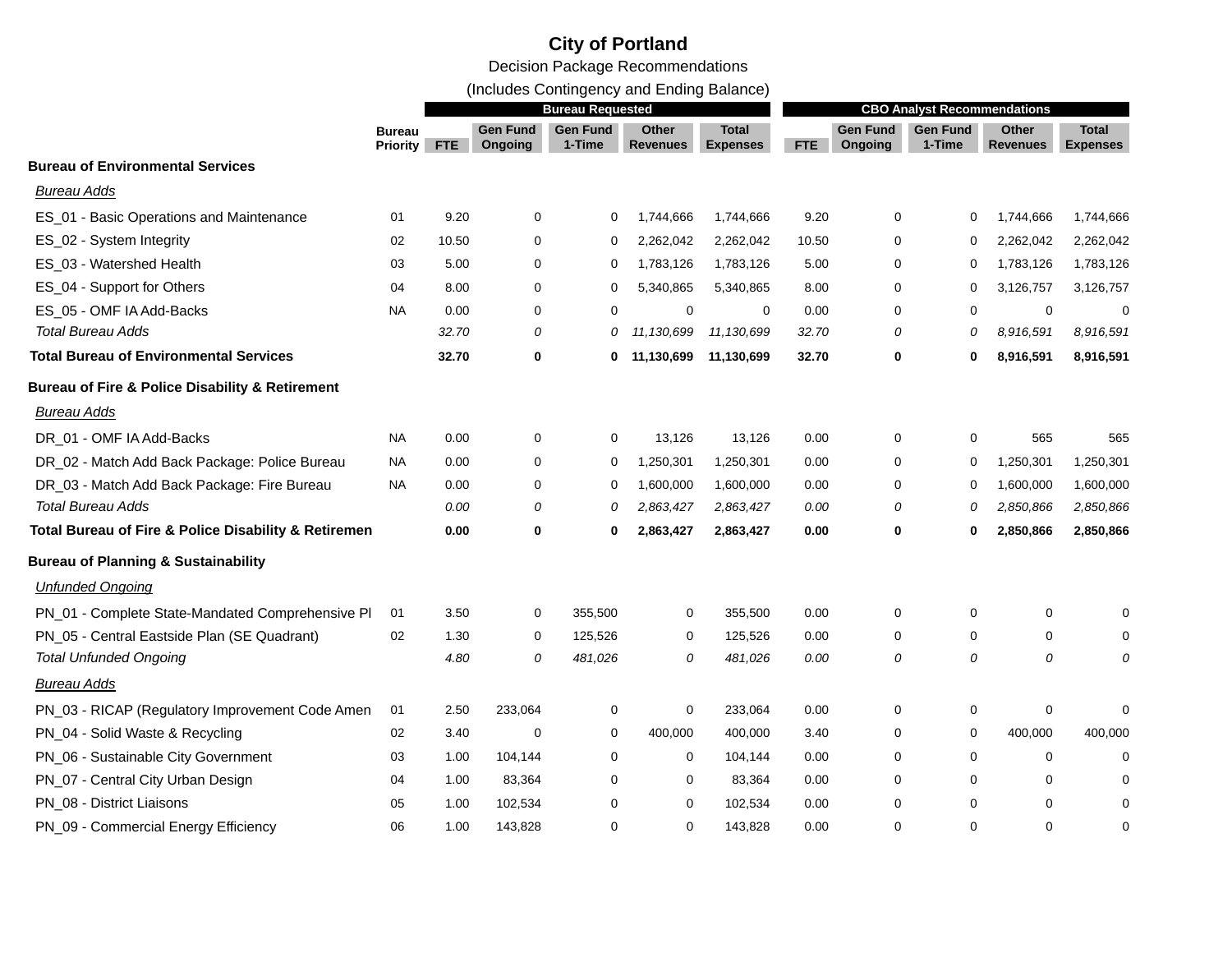# City of Portland

Decision Package Recommendations

(Includes Contingency and Ending Balance)

| | Bureau Priority | Bureau Requested | | | | | CBO Analyst Recommendations | | | | |
|---|---|---|---|---|---|---|---|---|---|---|---|
| | | FTE | Gen Fund Ongoing | Gen Fund 1-Time | Other Revenues | Total Expenses | FTE | Gen Fund Ongoing | Gen Fund 1-Time | Other Revenues | Total Expenses |
| **Bureau of Environmental Services** | | | | | | | | | | | |
| *Bureau Adds* | | | | | | | | | | | |
| ES_01 - Basic Operations and Maintenance | 01 | 9.20 | 0 | 0 | 1,744,666 | 1,744,666 | 9.20 | 0 | 0 | 1,744,666 | 1,744,666 |
| ES_02 - System Integrity | 02 | 10.50 | 0 | 0 | 2,262,042 | 2,262,042 | 10.50 | 0 | 0 | 2,262,042 | 2,262,042 |
| ES_03 - Watershed Health | 03 | 5.00 | 0 | 0 | 1,783,126 | 1,783,126 | 5.00 | 0 | 0 | 1,783,126 | 1,783,126 |
| ES_04 - Support for Others | 04 | 8.00 | 0 | 0 | 5,340,865 | 5,340,865 | 8.00 | 0 | 0 | 3,126,757 | 3,126,757 |
| ES_05 - OMF IA Add-Backs | NA | 0.00 | 0 | 0 | 0 | 0 | 0.00 | 0 | 0 | 0 | 0 |
| *Total Bureau Adds* | | *32.70* | *0* | *0* | *11,130,699* | *11,130,699* | *32.70* | *0* | *0* | *8,916,591* | *8,916,591* |
| **Total Bureau of Environmental Services** | | **32.70** | **0** | **0** | **11,130,699** | **11,130,699** | **32.70** | **0** | **0** | **8,916,591** | **8,916,591** |
| **Bureau of Fire & Police Disability & Retirement** | | | | | | | | | | | |
| *Bureau Adds* | | | | | | | | | | | |
| DR_01 - OMF IA Add-Backs | NA | 0.00 | 0 | 0 | 13,126 | 13,126 | 0.00 | 0 | 0 | 565 | 565 |
| DR_02 - Match Add Back Package: Police Bureau | NA | 0.00 | 0 | 0 | 1,250,301 | 1,250,301 | 0.00 | 0 | 0 | 1,250,301 | 1,250,301 |
| DR_03 - Match Add Back Package: Fire Bureau | NA | 0.00 | 0 | 0 | 1,600,000 | 1,600,000 | 0.00 | 0 | 0 | 1,600,000 | 1,600,000 |
| *Total Bureau Adds* | | *0.00* | *0* | *0* | *2,863,427* | *2,863,427* | *0.00* | *0* | *0* | *2,850,866* | *2,850,866* |
| **Total Bureau of Fire & Police Disability & Retiremen** | | **0.00** | **0** | **0** | **2,863,427** | **2,863,427** | **0.00** | **0** | **0** | **2,850,866** | **2,850,866** |
| **Bureau of Planning & Sustainability** | | | | | | | | | | | |
| *Unfunded Ongoing* | | | | | | | | | | | |
| PN_01 - Complete State-Mandated Comprehensive Pl | 01 | 3.50 | 0 | 355,500 | 0 | 355,500 | 0.00 | 0 | 0 | 0 | 0 |
| PN_05 - Central Eastside Plan (SE Quadrant) | 02 | 1.30 | 0 | 125,526 | 0 | 125,526 | 0.00 | 0 | 0 | 0 | 0 |
| *Total Unfunded Ongoing* | | *4.80* | *0* | *481,026* | *0* | *481,026* | *0.00* | *0* | *0* | *0* | *0* |
| *Bureau Adds* | | | | | | | | | | | |
| PN_03 - RICAP (Regulatory Improvement Code Amen | 01 | 2.50 | 233,064 | 0 | 0 | 233,064 | 0.00 | 0 | 0 | 0 | 0 |
| PN_04 - Solid Waste & Recycling | 02 | 3.40 | 0 | 0 | 400,000 | 400,000 | 3.40 | 0 | 0 | 400,000 | 400,000 |
| PN_06 - Sustainable City Government | 03 | 1.00 | 104,144 | 0 | 0 | 104,144 | 0.00 | 0 | 0 | 0 | 0 |
| PN_07 - Central City Urban Design | 04 | 1.00 | 83,364 | 0 | 0 | 83,364 | 0.00 | 0 | 0 | 0 | 0 |
| PN_08 - District Liaisons | 05 | 1.00 | 102,534 | 0 | 0 | 102,534 | 0.00 | 0 | 0 | 0 | 0 |
| PN_09 - Commercial Energy Efficiency | 06 | 1.00 | 143,828 | 0 | 0 | 143,828 | 0.00 | 0 | 0 | 0 | 0 |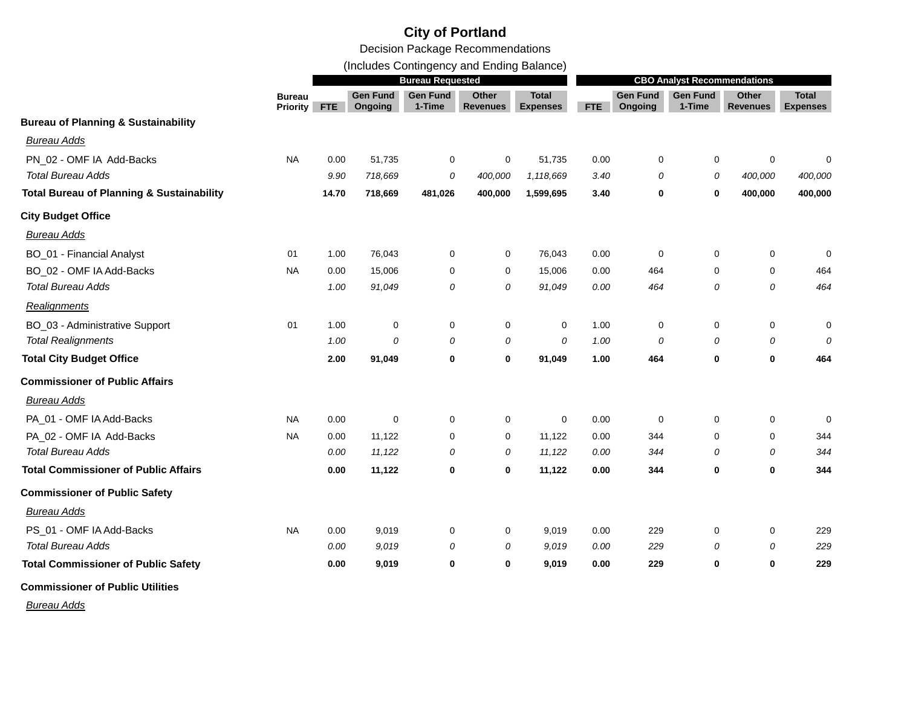# City of Portland

Decision Package Recommendations

(Includes Contingency and Ending Balance)

| | Bureau Priority | Bureau Requested | | | | | CBO Analyst Recommendations | | | | |
|---|---|---|---|---|---|---|---|---|---|---|---|
| | | FTE | Gen Fund Ongoing | Gen Fund 1-Time | Other Revenues | Total Expenses | FTE | Gen Fund Ongoing | Gen Fund 1-Time | Other Revenues | Total Expenses |
| **Bureau of Planning & Sustainability** | | | | | | | | | | | |
| *Bureau Adds* | | | | | | | | | | | |
| PN_02 - OMF IA Add-Backs | NA | 0.00 | 51,735 | 0 | 0 | 51,735 | 0.00 | 0 | 0 | 0 | 0 |
| *Total Bureau Adds* | | *9.90* | *718,669* | *0* | *400,000* | *1,118,669* | *3.40* | *0* | *0* | *400,000* | *400,000* |
| **Total Bureau of Planning & Sustainability** | | **14.70** | **718,669** | **481,026** | **400,000** | **1,599,695** | **3.40** | **0** | **0** | **400,000** | **400,000** |
| **City Budget Office** | | | | | | | | | | | |
| *Bureau Adds* | | | | | | | | | | | |
| BO_01 - Financial Analyst | 01 | 1.00 | 76,043 | 0 | 0 | 76,043 | 0.00 | 0 | 0 | 0 | 0 |
| BO_02 - OMF IA Add-Backs | NA | 0.00 | 15,006 | 0 | 0 | 15,006 | 0.00 | 464 | 0 | 0 | 464 |
| *Total Bureau Adds* | | *1.00* | *91,049* | *0* | *0* | *91,049* | *0.00* | *464* | *0* | *0* | *464* |
| *Realignments* | | | | | | | | | | | |
| BO_03 - Administrative Support | 01 | 1.00 | 0 | 0 | 0 | 0 | 1.00 | 0 | 0 | 0 | 0 |
| *Total Realignments* | | *1.00* | *0* | *0* | *0* | *0* | *1.00* | *0* | *0* | *0* | *0* |
| **Total City Budget Office** | | **2.00** | **91,049** | **0** | **0** | **91,049** | **1.00** | **464** | **0** | **0** | **464** |
| **Commissioner of Public Affairs** | | | | | | | | | | | |
| *Bureau Adds* | | | | | | | | | | | |
| PA_01 - OMF IA Add-Backs | NA | 0.00 | 0 | 0 | 0 | 0 | 0.00 | 0 | 0 | 0 | 0 |
| PA_02 - OMF IA Add-Backs | NA | 0.00 | 11,122 | 0 | 0 | 11,122 | 0.00 | 344 | 0 | 0 | 344 |
| *Total Bureau Adds* | | *0.00* | *11,122* | *0* | *0* | *11,122* | *0.00* | *344* | *0* | *0* | *344* |
| **Total Commissioner of Public Affairs** | | **0.00** | **11,122** | **0** | **0** | **11,122** | **0.00** | **344** | **0** | **0** | **344** |
| **Commissioner of Public Safety** | | | | | | | | | | | |
| *Bureau Adds* | | | | | | | | | | | |
| PS_01 - OMF IA Add-Backs | NA | 0.00 | 9,019 | 0 | 0 | 9,019 | 0.00 | 229 | 0 | 0 | 229 |
| *Total Bureau Adds* | | *0.00* | *9,019* | *0* | *0* | *9,019* | *0.00* | *229* | *0* | *0* | *229* |
| **Total Commissioner of Public Safety** | | **0.00** | **9,019** | **0** | **0** | **9,019** | **0.00** | **229** | **0** | **0** | **229** |
| **Commissioner of Public Utilities** | | | | | | | | | | | |
| *Bureau Adds* | | | | | | | | | | | |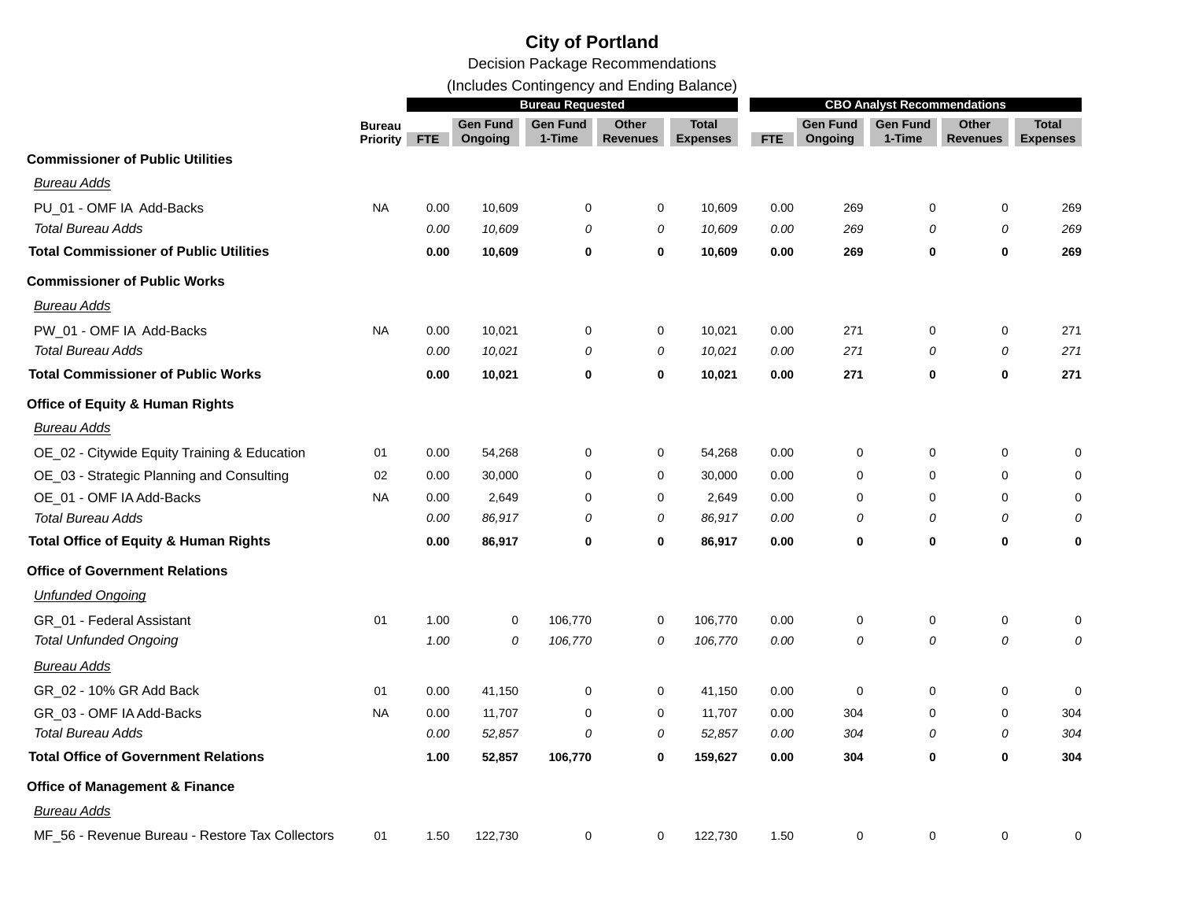# City of Portland

Decision Package Recommendations

(Includes Contingency and Ending Balance)

| | Bureau Priority | Bureau Requested | | | | | CBO Analyst Recommendations | | | | |
|---|---|---|---|---|---|---|---|---|---|---|---|
| | | FTE | Gen Fund Ongoing | Gen Fund 1-Time | Other Revenues | Total Expenses | FTE | Gen Fund Ongoing | Gen Fund 1-Time | Other Revenues | Total Expenses |
| **Commissioner of Public Utilities** | | | | | | | | | | | |
| *Bureau Adds* | | | | | | | | | | | |
| PU_01 - OMF IA Add-Backs | NA | 0.00 | 10,609 | 0 | 0 | 10,609 | 0.00 | 269 | 0 | 0 | 269 |
| *Total Bureau Adds* | | *0.00* | *10,609* | *0* | *0* | *10,609* | *0.00* | *269* | *0* | *0* | *269* |
| **Total Commissioner of Public Utilities** | | **0.00** | **10,609** | **0** | **0** | **10,609** | **0.00** | **269** | **0** | **0** | **269** |
| **Commissioner of Public Works** | | | | | | | | | | | |
| *Bureau Adds* | | | | | | | | | | | |
| PW_01 - OMF IA Add-Backs | NA | 0.00 | 10,021 | 0 | 0 | 10,021 | 0.00 | 271 | 0 | 0 | 271 |
| *Total Bureau Adds* | | *0.00* | *10,021* | *0* | *0* | *10,021* | *0.00* | *271* | *0* | *0* | *271* |
| **Total Commissioner of Public Works** | | **0.00** | **10,021** | **0** | **0** | **10,021** | **0.00** | **271** | **0** | **0** | **271** |
| **Office of Equity & Human Rights** | | | | | | | | | | | |
| *Bureau Adds* | | | | | | | | | | | |
| OE_02 - Citywide Equity Training & Education | 01 | 0.00 | 54,268 | 0 | 0 | 54,268 | 0.00 | 0 | 0 | 0 | 0 |
| OE_03 - Strategic Planning and Consulting | 02 | 0.00 | 30,000 | 0 | 0 | 30,000 | 0.00 | 0 | 0 | 0 | 0 |
| OE_01 - OMF IA Add-Backs | NA | 0.00 | 2,649 | 0 | 0 | 2,649 | 0.00 | 0 | 0 | 0 | 0 |
| *Total Bureau Adds* | | *0.00* | *86,917* | *0* | *0* | *86,917* | *0.00* | *0* | *0* | *0* | *0* |
| **Total Office of Equity & Human Rights** | | **0.00** | **86,917** | **0** | **0** | **86,917** | **0.00** | **0** | **0** | **0** | **0** |
| **Office of Government Relations** | | | | | | | | | | | |
| *Unfunded Ongoing* | | | | | | | | | | | |
| GR_01 - Federal Assistant | 01 | 1.00 | 0 | 106,770 | 0 | 106,770 | 0.00 | 0 | 0 | 0 | 0 |
| *Total Unfunded Ongoing* | | *1.00* | *0* | *106,770* | *0* | *106,770* | *0.00* | *0* | *0* | *0* | *0* |
| *Bureau Adds* | | | | | | | | | | | |
| GR_02 - 10% GR Add Back | 01 | 0.00 | 41,150 | 0 | 0 | 41,150 | 0.00 | 0 | 0 | 0 | 0 |
| GR_03 - OMF IA Add-Backs | NA | 0.00 | 11,707 | 0 | 0 | 11,707 | 0.00 | 304 | 0 | 0 | 304 |
| *Total Bureau Adds* | | *0.00* | *52,857* | *0* | *0* | *52,857* | *0.00* | *304* | *0* | *0* | *304* |
| **Total Office of Government Relations** | | **1.00** | **52,857** | **106,770** | **0** | **159,627** | **0.00** | **304** | **0** | **0** | **304** |
| **Office of Management & Finance** | | | | | | | | | | | |
| *Bureau Adds* | | | | | | | | | | | |
| MF_56 - Revenue Bureau - Restore Tax Collectors | 01 | 1.50 | 122,730 | 0 | 0 | 122,730 | 1.50 | 0 | 0 | 0 | 0 |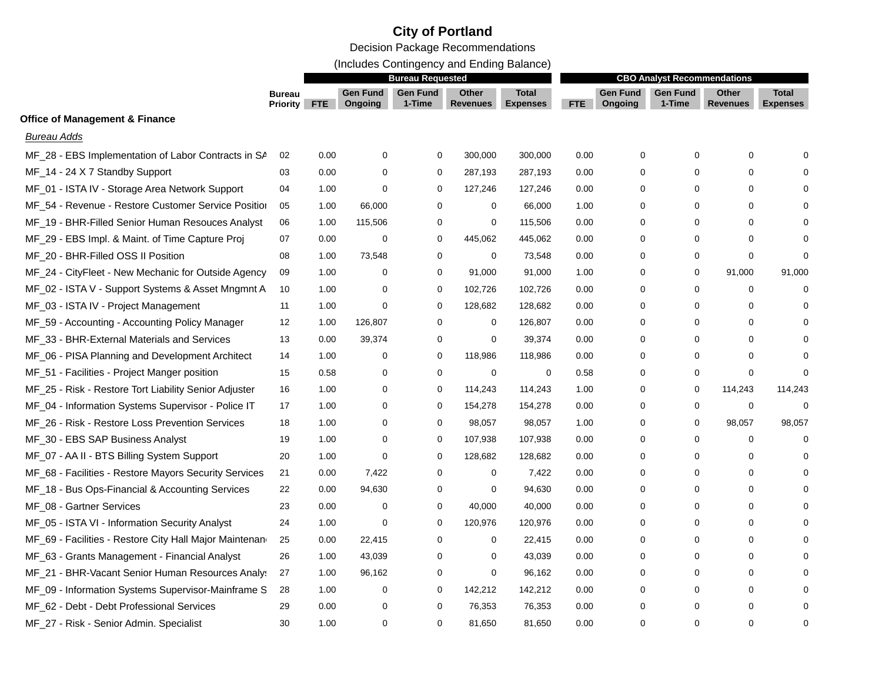# City of Portland

Decision Package Recommendations

(Includes Contingency and Ending Balance)

| | Bureau Priority | Bureau Requested | | | | | CBO Analyst Recommendations | | | | |
|---|---|---|---|---|---|---|---|---|---|---|---|
| | | FTE | Gen Fund Ongoing | Gen Fund 1-Time | Other Revenues | Total Expenses | FTE | Gen Fund Ongoing | Gen Fund 1-Time | Other Revenues | Total Expenses |
| **Office of Management & Finance** | | | | | | | | | | | |
| *Bureau Adds* | | | | | | | | | | | |
| MF_28 - EBS Implementation of Labor Contracts in SA | 02 | 0.00 | 0 | 0 | 300,000 | 300,000 | 0.00 | 0 | 0 | 0 | 0 |
| MF_14 - 24 X 7 Standby Support | 03 | 0.00 | 0 | 0 | 287,193 | 287,193 | 0.00 | 0 | 0 | 0 | 0 |
| MF_01 - ISTA IV - Storage Area Network Support | 04 | 1.00 | 0 | 0 | 127,246 | 127,246 | 0.00 | 0 | 0 | 0 | 0 |
| MF_54 - Revenue - Restore Customer Service Positio | 05 | 1.00 | 66,000 | 0 | 0 | 66,000 | 1.00 | 0 | 0 | 0 | 0 |
| MF_19 - BHR-Filled Senior Human Resouces Analyst | 06 | 1.00 | 115,506 | 0 | 0 | 115,506 | 0.00 | 0 | 0 | 0 | 0 |
| MF_29 - EBS Impl. & Maint. of Time Capture Proj | 07 | 0.00 | 0 | 0 | 445,062 | 445,062 | 0.00 | 0 | 0 | 0 | 0 |
| MF_20 - BHR-Filled OSS II Position | 08 | 1.00 | 73,548 | 0 | 0 | 73,548 | 0.00 | 0 | 0 | 0 | 0 |
| MF_24 - CityFleet - New Mechanic for Outside Agency | 09 | 1.00 | 0 | 0 | 91,000 | 91,000 | 1.00 | 0 | 0 | 91,000 | 91,000 |
| MF_02 - ISTA V - Support Systems & Asset Mngmnt A | 10 | 1.00 | 0 | 0 | 102,726 | 102,726 | 0.00 | 0 | 0 | 0 | 0 |
| MF_03 - ISTA IV - Project Management | 11 | 1.00 | 0 | 0 | 128,682 | 128,682 | 0.00 | 0 | 0 | 0 | 0 |
| MF_59 - Accounting - Accounting Policy Manager | 12 | 1.00 | 126,807 | 0 | 0 | 126,807 | 0.00 | 0 | 0 | 0 | 0 |
| MF_33 - BHR-External Materials and Services | 13 | 0.00 | 39,374 | 0 | 0 | 39,374 | 0.00 | 0 | 0 | 0 | 0 |
| MF_06 - PISA Planning and Development Architect | 14 | 1.00 | 0 | 0 | 118,986 | 118,986 | 0.00 | 0 | 0 | 0 | 0 |
| MF_51 - Facilities - Project Manger position | 15 | 0.58 | 0 | 0 | 0 | 0 | 0.58 | 0 | 0 | 0 | 0 |
| MF_25 - Risk - Restore Tort Liability Senior Adjuster | 16 | 1.00 | 0 | 0 | 114,243 | 114,243 | 1.00 | 0 | 0 | 114,243 | 114,243 |
| MF_04 - Information Systems Supervisor - Police IT | 17 | 1.00 | 0 | 0 | 154,278 | 154,278 | 0.00 | 0 | 0 | 0 | 0 |
| MF_26 - Risk - Restore Loss Prevention Services | 18 | 1.00 | 0 | 0 | 98,057 | 98,057 | 1.00 | 0 | 0 | 98,057 | 98,057 |
| MF_30 - EBS SAP Business Analyst | 19 | 1.00 | 0 | 0 | 107,938 | 107,938 | 0.00 | 0 | 0 | 0 | 0 |
| MF_07 - AA II - BTS Billing System Support | 20 | 1.00 | 0 | 0 | 128,682 | 128,682 | 0.00 | 0 | 0 | 0 | 0 |
| MF_68 - Facilities - Restore Mayors Security Services | 21 | 0.00 | 7,422 | 0 | 0 | 7,422 | 0.00 | 0 | 0 | 0 | 0 |
| MF_18 - Bus Ops-Financial & Accounting Services | 22 | 0.00 | 94,630 | 0 | 0 | 94,630 | 0.00 | 0 | 0 | 0 | 0 |
| MF_08 - Gartner Services | 23 | 0.00 | 0 | 0 | 40,000 | 40,000 | 0.00 | 0 | 0 | 0 | 0 |
| MF_05 - ISTA VI - Information Security Analyst | 24 | 1.00 | 0 | 0 | 120,976 | 120,976 | 0.00 | 0 | 0 | 0 | 0 |
| MF_69 - Facilities - Restore City Hall Major Maintenan | 25 | 0.00 | 22,415 | 0 | 0 | 22,415 | 0.00 | 0 | 0 | 0 | 0 |
| MF_63 - Grants Management - Financial Analyst | 26 | 1.00 | 43,039 | 0 | 0 | 43,039 | 0.00 | 0 | 0 | 0 | 0 |
| MF_21 - BHR-Vacant Senior Human Resources Analy | 27 | 1.00 | 96,162 | 0 | 0 | 96,162 | 0.00 | 0 | 0 | 0 | 0 |
| MF_09 - Information Systems Supervisor-Mainframe S | 28 | 1.00 | 0 | 0 | 142,212 | 142,212 | 0.00 | 0 | 0 | 0 | 0 |
| MF_62 - Debt - Debt Professional Services | 29 | 0.00 | 0 | 0 | 76,353 | 76,353 | 0.00 | 0 | 0 | 0 | 0 |
| MF_27 - Risk - Senior Admin. Specialist | 30 | 1.00 | 0 | 0 | 81,650 | 81,650 | 0.00 | 0 | 0 | 0 | 0 |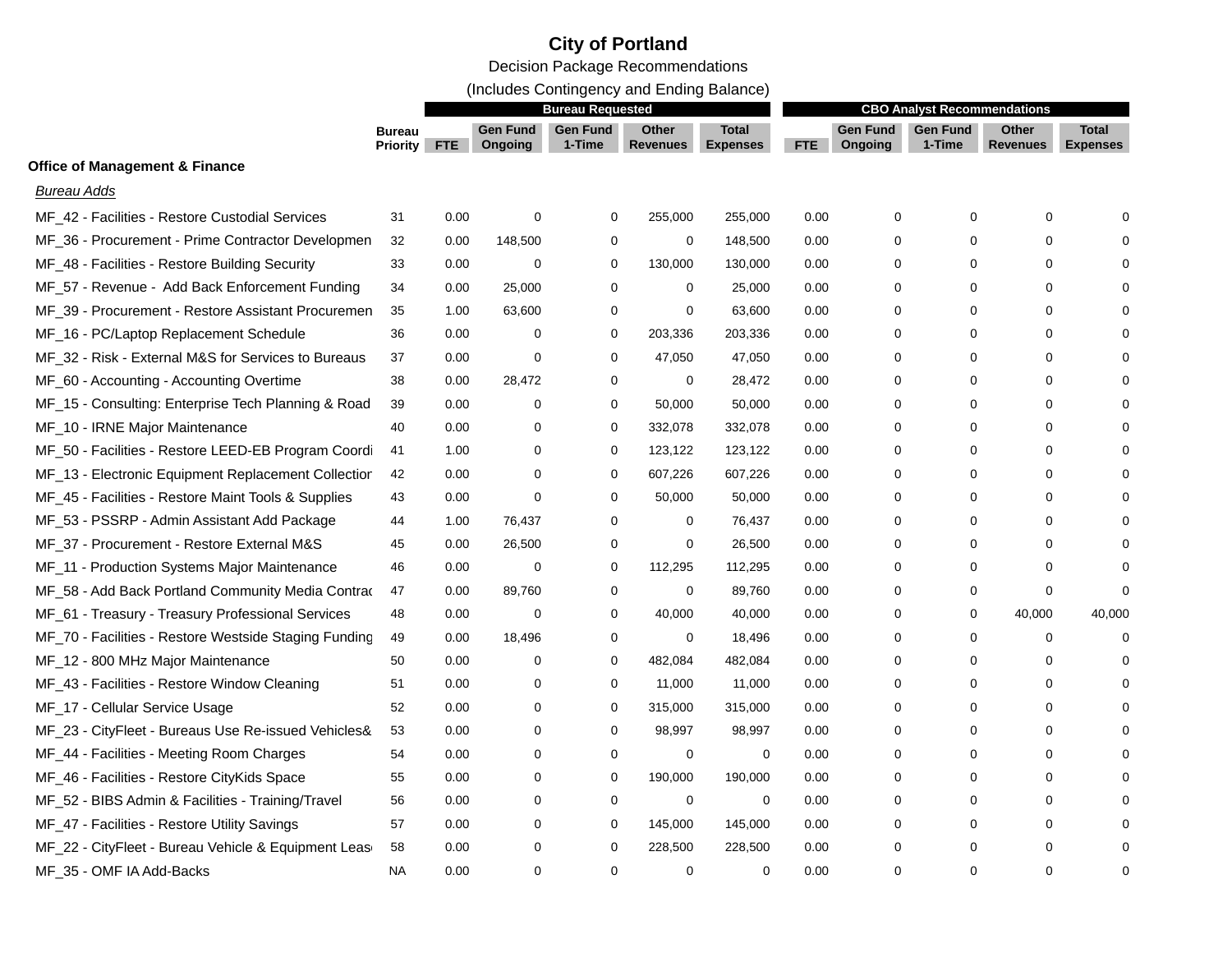# City of Portland

Decision Package Recommendations

(Includes Contingency and Ending Balance)

| | Bureau Priority | Bureau Requested | | | | | CBO Analyst Recommendations | | | | |
|---|---|---|---|---|---|---|---|---|---|---|---|
| | | FTE | Gen Fund Ongoing | Gen Fund 1-Time | Other Revenues | Total Expenses | FTE | Gen Fund Ongoing | Gen Fund 1-Time | Other Revenues | Total Expenses |
| **Office of Management & Finance** | | | | | | | | | | | |
| *Bureau Adds* | | | | | | | | | | | |
| MF_42 - Facilities - Restore Custodial Services | 31 | 0.00 | 0 | 0 | 255,000 | 255,000 | 0.00 | 0 | 0 | 0 | 0 |
| MF_36 - Procurement - Prime Contractor Developmen | 32 | 0.00 | 148,500 | 0 | 0 | 148,500 | 0.00 | 0 | 0 | 0 | 0 |
| MF_48 - Facilities - Restore Building Security | 33 | 0.00 | 0 | 0 | 130,000 | 130,000 | 0.00 | 0 | 0 | 0 | 0 |
| MF_57 - Revenue - Add Back Enforcement Funding | 34 | 0.00 | 25,000 | 0 | 0 | 25,000 | 0.00 | 0 | 0 | 0 | 0 |
| MF_39 - Procurement - Restore Assistant Procuremen | 35 | 1.00 | 63,600 | 0 | 0 | 63,600 | 0.00 | 0 | 0 | 0 | 0 |
| MF_16 - PC/Laptop Replacement Schedule | 36 | 0.00 | 0 | 0 | 203,336 | 203,336 | 0.00 | 0 | 0 | 0 | 0 |
| MF_32 - Risk - External M&S for Services to Bureaus | 37 | 0.00 | 0 | 0 | 47,050 | 47,050 | 0.00 | 0 | 0 | 0 | 0 |
| MF_60 - Accounting - Accounting Overtime | 38 | 0.00 | 28,472 | 0 | 0 | 28,472 | 0.00 | 0 | 0 | 0 | 0 |
| MF_15 - Consulting: Enterprise Tech Planning & Road | 39 | 0.00 | 0 | 0 | 50,000 | 50,000 | 0.00 | 0 | 0 | 0 | 0 |
| MF_10 - IRNE Major Maintenance | 40 | 0.00 | 0 | 0 | 332,078 | 332,078 | 0.00 | 0 | 0 | 0 | 0 |
| MF_50 - Facilities - Restore LEED-EB Program Coordi | 41 | 1.00 | 0 | 0 | 123,122 | 123,122 | 0.00 | 0 | 0 | 0 | 0 |
| MF_13 - Electronic Equipment Replacement Collectior | 42 | 0.00 | 0 | 0 | 607,226 | 607,226 | 0.00 | 0 | 0 | 0 | 0 |
| MF_45 - Facilities - Restore Maint Tools & Supplies | 43 | 0.00 | 0 | 0 | 50,000 | 50,000 | 0.00 | 0 | 0 | 0 | 0 |
| MF_53 - PSSRP - Admin Assistant Add Package | 44 | 1.00 | 76,437 | 0 | 0 | 76,437 | 0.00 | 0 | 0 | 0 | 0 |
| MF_37 - Procurement - Restore External M&S | 45 | 0.00 | 26,500 | 0 | 0 | 26,500 | 0.00 | 0 | 0 | 0 | 0 |
| MF_11 - Production Systems Major Maintenance | 46 | 0.00 | 0 | 0 | 112,295 | 112,295 | 0.00 | 0 | 0 | 0 | 0 |
| MF_58 - Add Back Portland Community Media Contrac | 47 | 0.00 | 89,760 | 0 | 0 | 89,760 | 0.00 | 0 | 0 | 0 | 0 |
| MF_61 - Treasury - Treasury Professional Services | 48 | 0.00 | 0 | 0 | 40,000 | 40,000 | 0.00 | 0 | 0 | 40,000 | 40,000 |
| MF_70 - Facilities - Restore Westside Staging Funding | 49 | 0.00 | 18,496 | 0 | 0 | 18,496 | 0.00 | 0 | 0 | 0 | 0 |
| MF_12 - 800 MHz Major Maintenance | 50 | 0.00 | 0 | 0 | 482,084 | 482,084 | 0.00 | 0 | 0 | 0 | 0 |
| MF_43 - Facilities - Restore Window Cleaning | 51 | 0.00 | 0 | 0 | 11,000 | 11,000 | 0.00 | 0 | 0 | 0 | 0 |
| MF_17 - Cellular Service Usage | 52 | 0.00 | 0 | 0 | 315,000 | 315,000 | 0.00 | 0 | 0 | 0 | 0 |
| MF_23 - CityFleet - Bureaus Use Re-issued Vehicles& | 53 | 0.00 | 0 | 0 | 98,997 | 98,997 | 0.00 | 0 | 0 | 0 | 0 |
| MF_44 - Facilities - Meeting Room Charges | 54 | 0.00 | 0 | 0 | 0 | 0 | 0.00 | 0 | 0 | 0 | 0 |
| MF_46 - Facilities - Restore CityKids Space | 55 | 0.00 | 0 | 0 | 190,000 | 190,000 | 0.00 | 0 | 0 | 0 | 0 |
| MF_52 - BIBS Admin & Facilities - Training/Travel | 56 | 0.00 | 0 | 0 | 0 | 0 | 0.00 | 0 | 0 | 0 | 0 |
| MF_47 - Facilities - Restore Utility Savings | 57 | 0.00 | 0 | 0 | 145,000 | 145,000 | 0.00 | 0 | 0 | 0 | 0 |
| MF_22 - CityFleet - Bureau Vehicle & Equipment Leas | 58 | 0.00 | 0 | 0 | 228,500 | 228,500 | 0.00 | 0 | 0 | 0 | 0 |
| MF_35 - OMF IA Add-Backs | NA | 0.00 | 0 | 0 | 0 | 0 | 0.00 | 0 | 0 | 0 | 0 |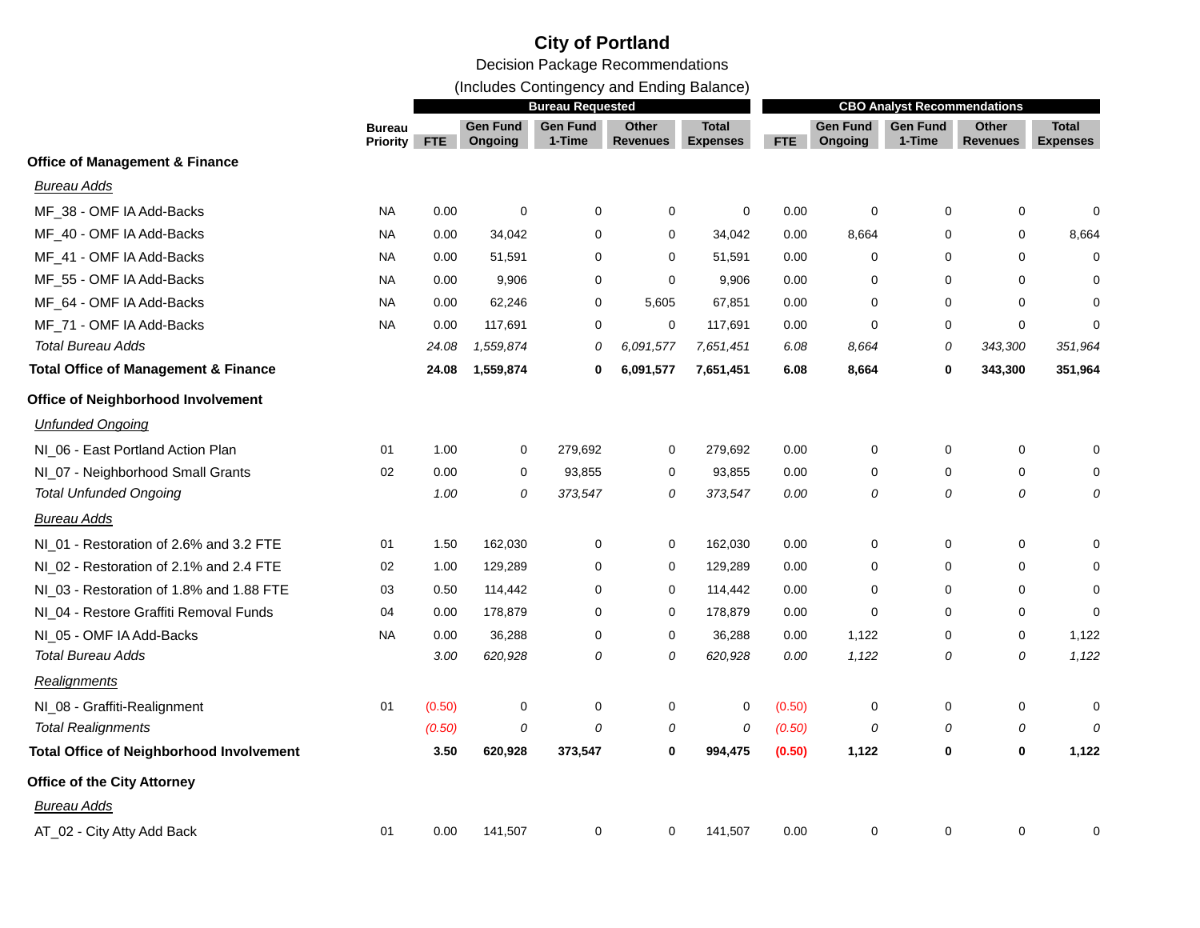# City of Portland

Decision Package Recommendations

(Includes Contingency and Ending Balance)

| | Bureau Priority | Bureau Requested | | | | | CBO Analyst Recommendations | | | | |
|---|---|---|---|---|---|---|---|---|---|---|---|
| | | FTE | Gen Fund Ongoing | Gen Fund 1-Time | Other Revenues | Total Expenses | FTE | Gen Fund Ongoing | Gen Fund 1-Time | Other Revenues | Total Expenses |
| **Office of Management & Finance** | | | | | | | | | | | |
| *Bureau Adds* | | | | | | | | | | | |
| MF_38 - OMF IA Add-Backs | NA | 0.00 | 0 | 0 | 0 | 0 | 0.00 | 0 | 0 | 0 | 0 |
| MF_40 - OMF IA Add-Backs | NA | 0.00 | 34,042 | 0 | 0 | 34,042 | 0.00 | 8,664 | 0 | 0 | 8,664 |
| MF_41 - OMF IA Add-Backs | NA | 0.00 | 51,591 | 0 | 0 | 51,591 | 0.00 | 0 | 0 | 0 | 0 |
| MF_55 - OMF IA Add-Backs | NA | 0.00 | 9,906 | 0 | 0 | 9,906 | 0.00 | 0 | 0 | 0 | 0 |
| MF_64 - OMF IA Add-Backs | NA | 0.00 | 62,246 | 0 | 5,605 | 67,851 | 0.00 | 0 | 0 | 0 | 0 |
| MF_71 - OMF IA Add-Backs | NA | 0.00 | 117,691 | 0 | 0 | 117,691 | 0.00 | 0 | 0 | 0 | 0 |
| *Total Bureau Adds* | | *24.08* | *1,559,874* | *0* | *6,091,577* | *7,651,451* | *6.08* | *8,664* | *0* | *343,300* | *351,964* |
| **Total Office of Management & Finance** | | **24.08** | **1,559,874** | **0** | **6,091,577** | **7,651,451** | **6.08** | **8,664** | **0** | **343,300** | **351,964** |
| **Office of Neighborhood Involvement** | | | | | | | | | | | |
| *Unfunded Ongoing* | | | | | | | | | | | |
| NI_06 - East Portland Action Plan | 01 | 1.00 | 0 | 279,692 | 0 | 279,692 | 0.00 | 0 | 0 | 0 | 0 |
| NI_07 - Neighborhood Small Grants | 02 | 0.00 | 0 | 93,855 | 0 | 93,855 | 0.00 | 0 | 0 | 0 | 0 |
| *Total Unfunded Ongoing* | | *1.00* | *0* | *373,547* | *0* | *373,547* | *0.00* | *0* | *0* | *0* | *0* |
| *Bureau Adds* | | | | | | | | | | | |
| NI_01 - Restoration of 2.6% and 3.2 FTE | 01 | 1.50 | 162,030 | 0 | 0 | 162,030 | 0.00 | 0 | 0 | 0 | 0 |
| NI_02 - Restoration of 2.1% and 2.4 FTE | 02 | 1.00 | 129,289 | 0 | 0 | 129,289 | 0.00 | 0 | 0 | 0 | 0 |
| NI_03 - Restoration of 1.8% and 1.88 FTE | 03 | 0.50 | 114,442 | 0 | 0 | 114,442 | 0.00 | 0 | 0 | 0 | 0 |
| NI_04 - Restore Graffiti Removal Funds | 04 | 0.00 | 178,879 | 0 | 0 | 178,879 | 0.00 | 0 | 0 | 0 | 0 |
| NI_05 - OMF IA Add-Backs | NA | 0.00 | 36,288 | 0 | 0 | 36,288 | 0.00 | 1,122 | 0 | 0 | 1,122 |
| *Total Bureau Adds* | | *3.00* | *620,928* | *0* | *0* | *620,928* | *0.00* | *1,122* | *0* | *0* | *1,122* |
| *Realignments* | | | | | | | | | | | |
| NI_08 - Graffiti-Realignment | 01 | (0.50) | 0 | 0 | 0 | 0 | (0.50) | 0 | 0 | 0 | 0 |
| *Total Realignments* | | *(0.50)* | *0* | *0* | *0* | *0* | *(0.50)* | *0* | *0* | *0* | *0* |
| **Total Office of Neighborhood Involvement** | | **3.50** | **620,928** | **373,547** | **0** | **994,475** | **(0.50)** | **1,122** | **0** | **0** | **1,122** |
| **Office of the City Attorney** | | | | | | | | | | | |
| *Bureau Adds* | | | | | | | | | | | |
| AT_02 - City Atty Add Back | 01 | 0.00 | 141,507 | 0 | 0 | 141,507 | 0.00 | 0 | 0 | 0 | 0 |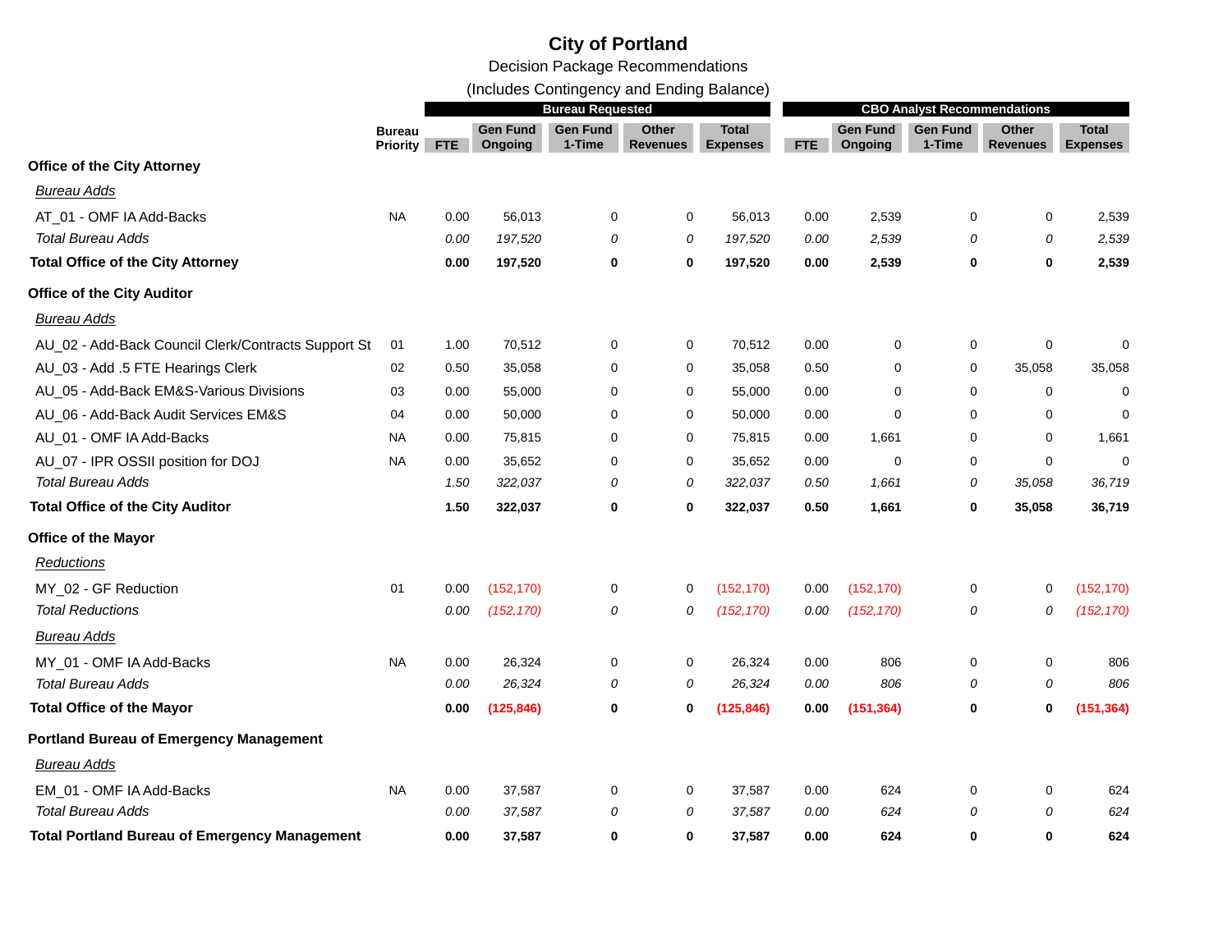# City of Portland

Decision Package Recommendations

(Includes Contingency and Ending Balance)

| | Bureau Priority | Bureau Requested | | | | | CBO Analyst Recommendations | | | | |
|---|---|---|---|---|---|---|---|---|---|---|---|
| | | FTE | Gen Fund Ongoing | Gen Fund 1-Time | Other Revenues | Total Expenses | FTE | Gen Fund Ongoing | Gen Fund 1-Time | Other Revenues | Total Expenses |
| **Office of the City Attorney** | | | | | | | | | | | |
| *Bureau Adds* | | | | | | | | | | | |
| AT_01 - OMF IA Add-Backs | NA | 0.00 | 56,013 | 0 | 0 | 56,013 | 0.00 | 2,539 | 0 | 0 | 2,539 |
| *Total Bureau Adds* | | *0.00* | *197,520* | *0* | *0* | *197,520* | *0.00* | *2,539* | *0* | *0* | *2,539* |
| **Total Office of the City Attorney** | | **0.00** | **197,520** | **0** | **0** | **197,520** | **0.00** | **2,539** | **0** | **0** | **2,539** |
| **Office of the City Auditor** | | | | | | | | | | | |
| *Bureau Adds* | | | | | | | | | | | |
| AU_02 - Add-Back Council Clerk/Contracts Support St | 01 | 1.00 | 70,512 | 0 | 0 | 70,512 | 0.00 | 0 | 0 | 0 | 0 |
| AU_03 - Add .5 FTE Hearings Clerk | 02 | 0.50 | 35,058 | 0 | 0 | 35,058 | 0.50 | 0 | 0 | 35,058 | 35,058 |
| AU_05 - Add-Back EM&S-Various Divisions | 03 | 0.00 | 55,000 | 0 | 0 | 55,000 | 0.00 | 0 | 0 | 0 | 0 |
| AU_06 - Add-Back Audit Services EM&S | 04 | 0.00 | 50,000 | 0 | 0 | 50,000 | 0.00 | 0 | 0 | 0 | 0 |
| AU_01 - OMF IA Add-Backs | NA | 0.00 | 75,815 | 0 | 0 | 75,815 | 0.00 | 1,661 | 0 | 0 | 1,661 |
| AU_07 - IPR OSSII position for DOJ | NA | 0.00 | 35,652 | 0 | 0 | 35,652 | 0.00 | 0 | 0 | 0 | 0 |
| *Total Bureau Adds* | | *1.50* | *322,037* | *0* | *0* | *322,037* | *0.50* | *1,661* | *0* | *35,058* | *36,719* |
| **Total Office of the City Auditor** | | **1.50** | **322,037** | **0** | **0** | **322,037** | **0.50** | **1,661** | **0** | **35,058** | **36,719** |
| **Office of the Mayor** | | | | | | | | | | | |
| *Reductions* | | | | | | | | | | | |
| MY_02 - GF Reduction | 01 | 0.00 | (152,170) | 0 | 0 | (152,170) | 0.00 | (152,170) | 0 | 0 | (152,170) |
| *Total Reductions* | | *0.00* | *(152,170)* | *0* | *0* | *(152,170)* | *0.00* | *(152,170)* | *0* | *0* | *(152,170)* |
| *Bureau Adds* | | | | | | | | | | | |
| MY_01 - OMF IA Add-Backs | NA | 0.00 | 26,324 | 0 | 0 | 26,324 | 0.00 | 806 | 0 | 0 | 806 |
| *Total Bureau Adds* | | *0.00* | *26,324* | *0* | *0* | *26,324* | *0.00* | *806* | *0* | *0* | *806* |
| **Total Office of the Mayor** | | **0.00** | **(125,846)** | **0** | **0** | **(125,846)** | **0.00** | **(151,364)** | **0** | **0** | **(151,364)** |
| **Portland Bureau of Emergency Management** | | | | | | | | | | | |
| *Bureau Adds* | | | | | | | | | | | |
| EM_01 - OMF IA Add-Backs | NA | 0.00 | 37,587 | 0 | 0 | 37,587 | 0.00 | 624 | 0 | 0 | 624 |
| *Total Bureau Adds* | | *0.00* | *37,587* | *0* | *0* | *37,587* | *0.00* | *624* | *0* | *0* | *624* |
| **Total Portland Bureau of Emergency Management** | | **0.00** | **37,587** | **0** | **0** | **37,587** | **0.00** | **624** | **0** | **0** | **624** |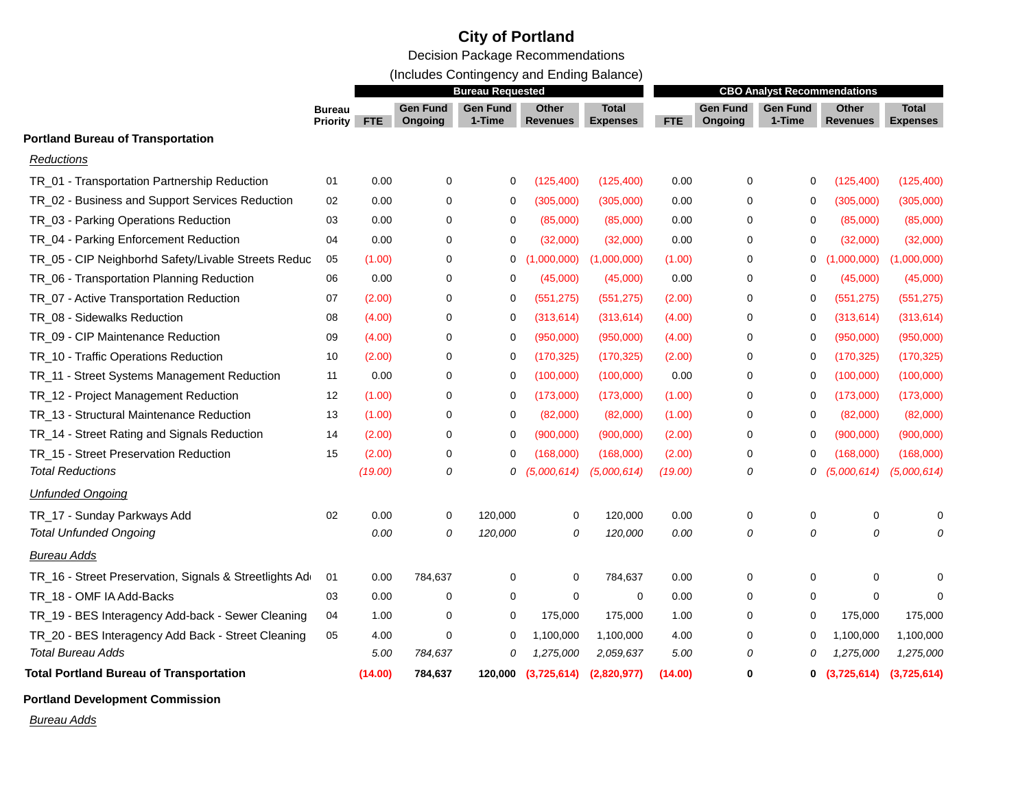# City of Portland

Decision Package Recommendations

(Includes Contingency and Ending Balance)

| | Bureau Priority | Bureau Requested | | | | | CBO Analyst Recommendations | | | | |
|---|---|---|---|---|---|---|---|---|---|---|---|
| | | FTE | Gen Fund Ongoing | Gen Fund 1-Time | Other Revenues | Total Expenses | FTE | Gen Fund Ongoing | Gen Fund 1-Time | Other Revenues | Total Expenses |
| **Portland Bureau of Transportation** | | | | | | | | | | | |
| *Reductions* | | | | | | | | | | | |
| TR_01 - Transportation Partnership Reduction | 01 | 0.00 | 0 | 0 | (125,400) | (125,400) | 0.00 | 0 | 0 | (125,400) | (125,400) |
| TR_02 - Business and Support Services Reduction | 02 | 0.00 | 0 | 0 | (305,000) | (305,000) | 0.00 | 0 | 0 | (305,000) | (305,000) |
| TR_03 - Parking Operations Reduction | 03 | 0.00 | 0 | 0 | (85,000) | (85,000) | 0.00 | 0 | 0 | (85,000) | (85,000) |
| TR_04 - Parking Enforcement Reduction | 04 | 0.00 | 0 | 0 | (32,000) | (32,000) | 0.00 | 0 | 0 | (32,000) | (32,000) |
| TR_05 - CIP Neighborhd Safety/Livable Streets Reduc | 05 | (1.00) | 0 | 0 | (1,000,000) | (1,000,000) | (1.00) | 0 | 0 | (1,000,000) | (1,000,000) |
| TR_06 - Transportation Planning Reduction | 06 | 0.00 | 0 | 0 | (45,000) | (45,000) | 0.00 | 0 | 0 | (45,000) | (45,000) |
| TR_07 - Active Transportation Reduction | 07 | (2.00) | 0 | 0 | (551,275) | (551,275) | (2.00) | 0 | 0 | (551,275) | (551,275) |
| TR_08 - Sidewalks Reduction | 08 | (4.00) | 0 | 0 | (313,614) | (313,614) | (4.00) | 0 | 0 | (313,614) | (313,614) |
| TR_09 - CIP Maintenance Reduction | 09 | (4.00) | 0 | 0 | (950,000) | (950,000) | (4.00) | 0 | 0 | (950,000) | (950,000) |
| TR_10 - Traffic Operations Reduction | 10 | (2.00) | 0 | 0 | (170,325) | (170,325) | (2.00) | 0 | 0 | (170,325) | (170,325) |
| TR_11 - Street Systems Management Reduction | 11 | 0.00 | 0 | 0 | (100,000) | (100,000) | 0.00 | 0 | 0 | (100,000) | (100,000) |
| TR_12 - Project Management Reduction | 12 | (1.00) | 0 | 0 | (173,000) | (173,000) | (1.00) | 0 | 0 | (173,000) | (173,000) |
| TR_13 - Structural Maintenance Reduction | 13 | (1.00) | 0 | 0 | (82,000) | (82,000) | (1.00) | 0 | 0 | (82,000) | (82,000) |
| TR_14 - Street Rating and Signals Reduction | 14 | (2.00) | 0 | 0 | (900,000) | (900,000) | (2.00) | 0 | 0 | (900,000) | (900,000) |
| TR_15 - Street Preservation Reduction | 15 | (2.00) | 0 | 0 | (168,000) | (168,000) | (2.00) | 0 | 0 | (168,000) | (168,000) |
| *Total Reductions* | | *(19.00)* | *0* | *0* | *(5,000,614)* | *(5,000,614)* | *(19.00)* | *0* | *0* | *(5,000,614)* | *(5,000,614)* |
| *Unfunded Ongoing* | | | | | | | | | | | |
| TR_17 - Sunday Parkways Add | 02 | 0.00 | 0 | 120,000 | 0 | 120,000 | 0.00 | 0 | 0 | 0 | 0 |
| *Total Unfunded Ongoing* | | *0.00* | *0* | *120,000* | *0* | *120,000* | *0.00* | *0* | *0* | *0* | *0* |
| *Bureau Adds* | | | | | | | | | | | |
| TR_16 - Street Preservation, Signals & Streetlights Add | 01 | 0.00 | 784,637 | 0 | 0 | 784,637 | 0.00 | 0 | 0 | 0 | 0 |
| TR_18 - OMF IA Add-Backs | 03 | 0.00 | 0 | 0 | 0 | 0 | 0.00 | 0 | 0 | 0 | 0 |
| TR_19 - BES Interagency Add-back - Sewer Cleaning | 04 | 1.00 | 0 | 0 | 175,000 | 175,000 | 1.00 | 0 | 0 | 175,000 | 175,000 |
| TR_20 - BES Interagency Add Back - Street Cleaning | 05 | 4.00 | 0 | 0 | 1,100,000 | 1,100,000 | 4.00 | 0 | 0 | 1,100,000 | 1,100,000 |
| *Total Bureau Adds* | | *5.00* | *784,637* | *0* | *1,275,000* | *2,059,637* | *5.00* | *0* | *0* | *1,275,000* | *1,275,000* |
| **Total Portland Bureau of Transportation** | | **(14.00)** | **784,637** | **120,000** | **(3,725,614)** | **(2,820,977)** | **(14.00)** | **0** | **0** | **(3,725,614)** | **(3,725,614)** |
| **Portland Development Commission** | | | | | | | | | | | |
| *Bureau Adds* | | | | | | | | | | | |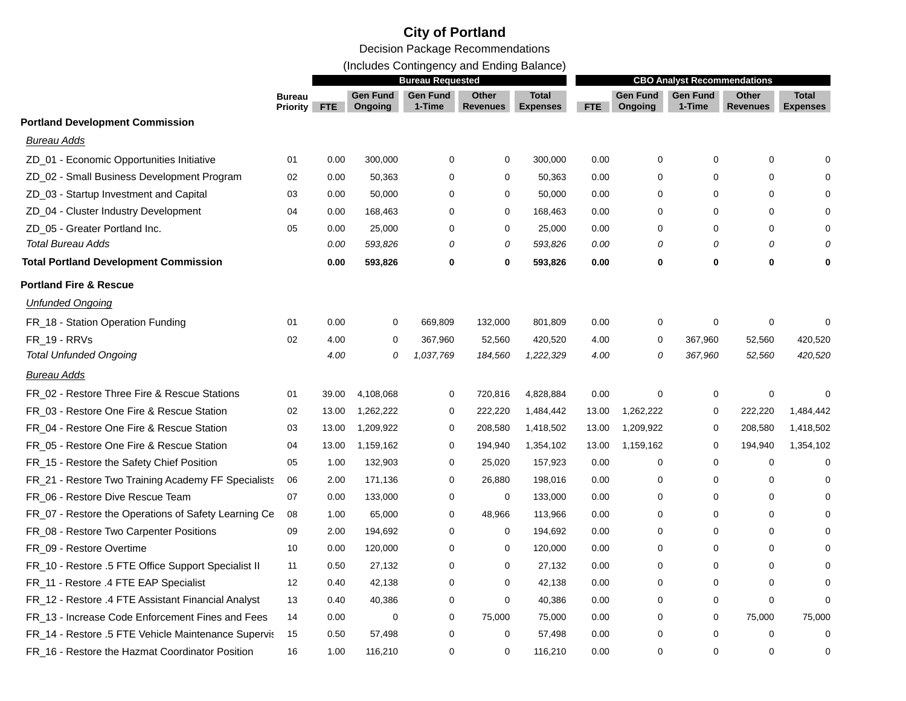# City of Portland

Decision Package Recommendations

(Includes Contingency and Ending Balance)

| | Bureau Priority | Bureau Requested | | | | | CBO Analyst Recommendations | | | | |
|---|---|---|---|---|---|---|---|---|---|---|---|
| | | FTE | Gen Fund Ongoing | Gen Fund 1-Time | Other Revenues | Total Expenses | FTE | Gen Fund Ongoing | Gen Fund 1-Time | Other Revenues | Total Expenses |
| **Portland Development Commission** | | | | | | | | | | | |
| *Bureau Adds* | | | | | | | | | | | |
| ZD_01 - Economic Opportunities Initiative | 01 | 0.00 | 300,000 | 0 | 0 | 300,000 | 0.00 | 0 | 0 | 0 | 0 |
| ZD_02 - Small Business Development Program | 02 | 0.00 | 50,363 | 0 | 0 | 50,363 | 0.00 | 0 | 0 | 0 | 0 |
| ZD_03 - Startup Investment and Capital | 03 | 0.00 | 50,000 | 0 | 0 | 50,000 | 0.00 | 0 | 0 | 0 | 0 |
| ZD_04 - Cluster Industry Development | 04 | 0.00 | 168,463 | 0 | 0 | 168,463 | 0.00 | 0 | 0 | 0 | 0 |
| ZD_05 - Greater Portland Inc. | 05 | 0.00 | 25,000 | 0 | 0 | 25,000 | 0.00 | 0 | 0 | 0 | 0 |
| *Total Bureau Adds* | | *0.00* | *593,826* | *0* | *0* | *593,826* | *0.00* | *0* | *0* | *0* | *0* |
| **Total Portland Development Commission** | | **0.00** | **593,826** | **0** | **0** | **593,826** | **0.00** | **0** | **0** | **0** | **0** |
| **Portland Fire & Rescue** | | | | | | | | | | | |
| *Unfunded Ongoing* | | | | | | | | | | | |
| FR_18 - Station Operation Funding | 01 | 0.00 | 0 | 669,809 | 132,000 | 801,809 | 0.00 | 0 | 0 | 0 | 0 |
| FR_19 - RRVs | 02 | 4.00 | 0 | 367,960 | 52,560 | 420,520 | 4.00 | 0 | 367,960 | 52,560 | 420,520 |
| *Total Unfunded Ongoing* | | *4.00* | *0* | *1,037,769* | *184,560* | *1,222,329* | *4.00* | *0* | *367,960* | *52,560* | *420,520* |
| *Bureau Adds* | | | | | | | | | | | |
| FR_02 - Restore Three Fire & Rescue Stations | 01 | 39.00 | 4,108,068 | 0 | 720,816 | 4,828,884 | 0.00 | 0 | 0 | 0 | 0 |
| FR_03 - Restore One Fire & Rescue Station | 02 | 13.00 | 1,262,222 | 0 | 222,220 | 1,484,442 | 13.00 | 1,262,222 | 0 | 222,220 | 1,484,442 |
| FR_04 - Restore One Fire & Rescue Station | 03 | 13.00 | 1,209,922 | 0 | 208,580 | 1,418,502 | 13.00 | 1,209,922 | 0 | 208,580 | 1,418,502 |
| FR_05 - Restore One Fire & Rescue Station | 04 | 13.00 | 1,159,162 | 0 | 194,940 | 1,354,102 | 13.00 | 1,159,162 | 0 | 194,940 | 1,354,102 |
| FR_15 - Restore the Safety Chief Position | 05 | 1.00 | 132,903 | 0 | 25,020 | 157,923 | 0.00 | 0 | 0 | 0 | 0 |
| FR_21 - Restore Two Training Academy FF Specialists | 06 | 2.00 | 171,136 | 0 | 26,880 | 198,016 | 0.00 | 0 | 0 | 0 | 0 |
| FR_06 - Restore Dive Rescue Team | 07 | 0.00 | 133,000 | 0 | 0 | 133,000 | 0.00 | 0 | 0 | 0 | 0 |
| FR_07 - Restore the Operations of Safety Learning Ce | 08 | 1.00 | 65,000 | 0 | 48,966 | 113,966 | 0.00 | 0 | 0 | 0 | 0 |
| FR_08 - Restore Two Carpenter Positions | 09 | 2.00 | 194,692 | 0 | 0 | 194,692 | 0.00 | 0 | 0 | 0 | 0 |
| FR_09 - Restore Overtime | 10 | 0.00 | 120,000 | 0 | 0 | 120,000 | 0.00 | 0 | 0 | 0 | 0 |
| FR_10 - Restore .5 FTE Office Support Specialist II | 11 | 0.50 | 27,132 | 0 | 0 | 27,132 | 0.00 | 0 | 0 | 0 | 0 |
| FR_11 - Restore .4 FTE EAP Specialist | 12 | 0.40 | 42,138 | 0 | 0 | 42,138 | 0.00 | 0 | 0 | 0 | 0 |
| FR_12 - Restore .4 FTE Assistant Financial Analyst | 13 | 0.40 | 40,386 | 0 | 0 | 40,386 | 0.00 | 0 | 0 | 0 | 0 |
| FR_13 - Increase Code Enforcement Fines and Fees | 14 | 0.00 | 0 | 0 | 75,000 | 75,000 | 0.00 | 0 | 0 | 75,000 | 75,000 |
| FR_14 - Restore .5 FTE Vehicle Maintenance Supervis | 15 | 0.50 | 57,498 | 0 | 0 | 57,498 | 0.00 | 0 | 0 | 0 | 0 |
| FR_16 - Restore the Hazmat Coordinator Position | 16 | 1.00 | 116,210 | 0 | 0 | 116,210 | 0.00 | 0 | 0 | 0 | 0 |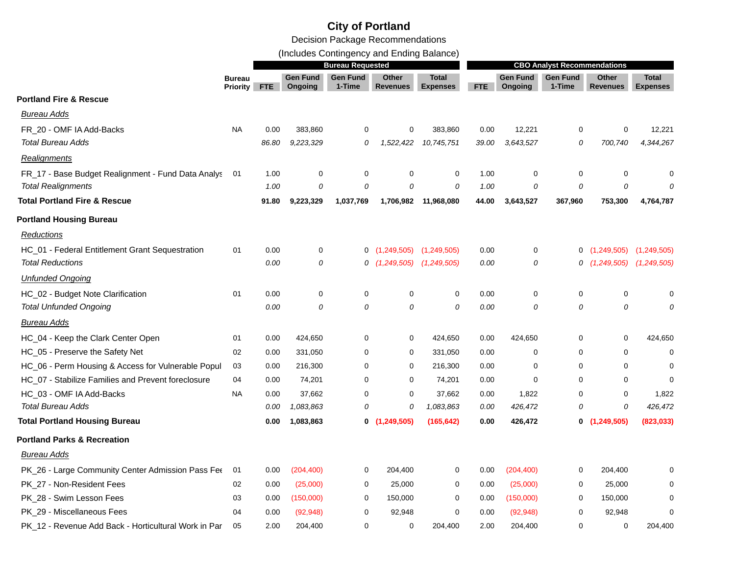# City of Portland

Decision Package Recommendations

(Includes Contingency and Ending Balance)

| | Bureau Priority | Bureau Requested | | | | | CBO Analyst Recommendations | | | | |
|---|---|---|---|---|---|---|---|---|---|---|---|
| | | FTE | Gen Fund Ongoing | Gen Fund 1-Time | Other Revenues | Total Expenses | FTE | Gen Fund Ongoing | Gen Fund 1-Time | Other Revenues | Total Expenses |
| **Portland Fire & Rescue** | | | | | | | | | | | |
| *Bureau Adds* | | | | | | | | | | | |
| FR_20 - OMF IA Add-Backs | NA | 0.00 | 383,860 | 0 | 0 | 383,860 | 0.00 | 12,221 | 0 | 0 | 12,221 |
| *Total Bureau Adds* | | *86.80* | *9,223,329* | *0* | *1,522,422* | *10,745,751* | *39.00* | *3,643,527* | *0* | *700,740* | *4,344,267* |
| *Realignments* | | | | | | | | | | | |
| FR_17 - Base Budget Realignment - Fund Data Analys | 01 | 1.00 | 0 | 0 | 0 | 0 | 1.00 | 0 | 0 | 0 | 0 |
| *Total Realignments* | | *1.00* | *0* | *0* | *0* | *0* | *1.00* | *0* | *0* | *0* | *0* |
| **Total Portland Fire & Rescue** | | **91.80** | **9,223,329** | **1,037,769** | **1,706,982** | **11,968,080** | **44.00** | **3,643,527** | **367,960** | **753,300** | **4,764,787** |
| **Portland Housing Bureau** | | | | | | | | | | | |
| *Reductions* | | | | | | | | | | | |
| HC_01 - Federal Entitlement Grant Sequestration | 01 | 0.00 | 0 | 0 | (1,249,505) | (1,249,505) | 0.00 | 0 | 0 | (1,249,505) | (1,249,505) |
| *Total Reductions* | | *0.00* | *0* | *0* | *(1,249,505)* | *(1,249,505)* | *0.00* | *0* | *0* | *(1,249,505)* | *(1,249,505)* |
| *Unfunded Ongoing* | | | | | | | | | | | |
| HC_02 - Budget Note Clarification | 01 | 0.00 | 0 | 0 | 0 | 0 | 0.00 | 0 | 0 | 0 | 0 |
| *Total Unfunded Ongoing* | | *0.00* | *0* | *0* | *0* | *0* | *0.00* | *0* | *0* | *0* | *0* |
| *Bureau Adds* | | | | | | | | | | | |
| HC_04 - Keep the Clark Center Open | 01 | 0.00 | 424,650 | 0 | 0 | 424,650 | 0.00 | 424,650 | 0 | 0 | 424,650 |
| HC_05 - Preserve the Safety Net | 02 | 0.00 | 331,050 | 0 | 0 | 331,050 | 0.00 | 0 | 0 | 0 | 0 |
| HC_06 - Perm Housing & Access for Vulnerable Popul | 03 | 0.00 | 216,300 | 0 | 0 | 216,300 | 0.00 | 0 | 0 | 0 | 0 |
| HC_07 - Stabilize Families and Prevent foreclosure | 04 | 0.00 | 74,201 | 0 | 0 | 74,201 | 0.00 | 0 | 0 | 0 | 0 |
| HC_03 - OMF IA Add-Backs | NA | 0.00 | 37,662 | 0 | 0 | 37,662 | 0.00 | 1,822 | 0 | 0 | 1,822 |
| *Total Bureau Adds* | | *0.00* | *1,083,863* | *0* | *0* | *1,083,863* | *0.00* | *426,472* | *0* | *0* | *426,472* |
| **Total Portland Housing Bureau** | | **0.00** | **1,083,863** | **0** | **(1,249,505)** | **(165,642)** | **0.00** | **426,472** | **0** | **(1,249,505)** | **(823,033)** |
| **Portland Parks & Recreation** | | | | | | | | | | | |
| *Bureau Adds* | | | | | | | | | | | |
| PK_26 - Large Community Center Admission Pass Fee | 01 | 0.00 | (204,400) | 0 | 204,400 | 0 | 0.00 | (204,400) | 0 | 204,400 | 0 |
| PK_27 - Non-Resident Fees | 02 | 0.00 | (25,000) | 0 | 25,000 | 0 | 0.00 | (25,000) | 0 | 25,000 | 0 |
| PK_28 - Swim Lesson Fees | 03 | 0.00 | (150,000) | 0 | 150,000 | 0 | 0.00 | (150,000) | 0 | 150,000 | 0 |
| PK_29 - Miscellaneous Fees | 04 | 0.00 | (92,948) | 0 | 92,948 | 0 | 0.00 | (92,948) | 0 | 92,948 | 0 |
| PK_12 - Revenue Add Back - Horticultural Work in Par | 05 | 2.00 | 204,400 | 0 | 0 | 204,400 | 2.00 | 204,400 | 0 | 0 | 204,400 |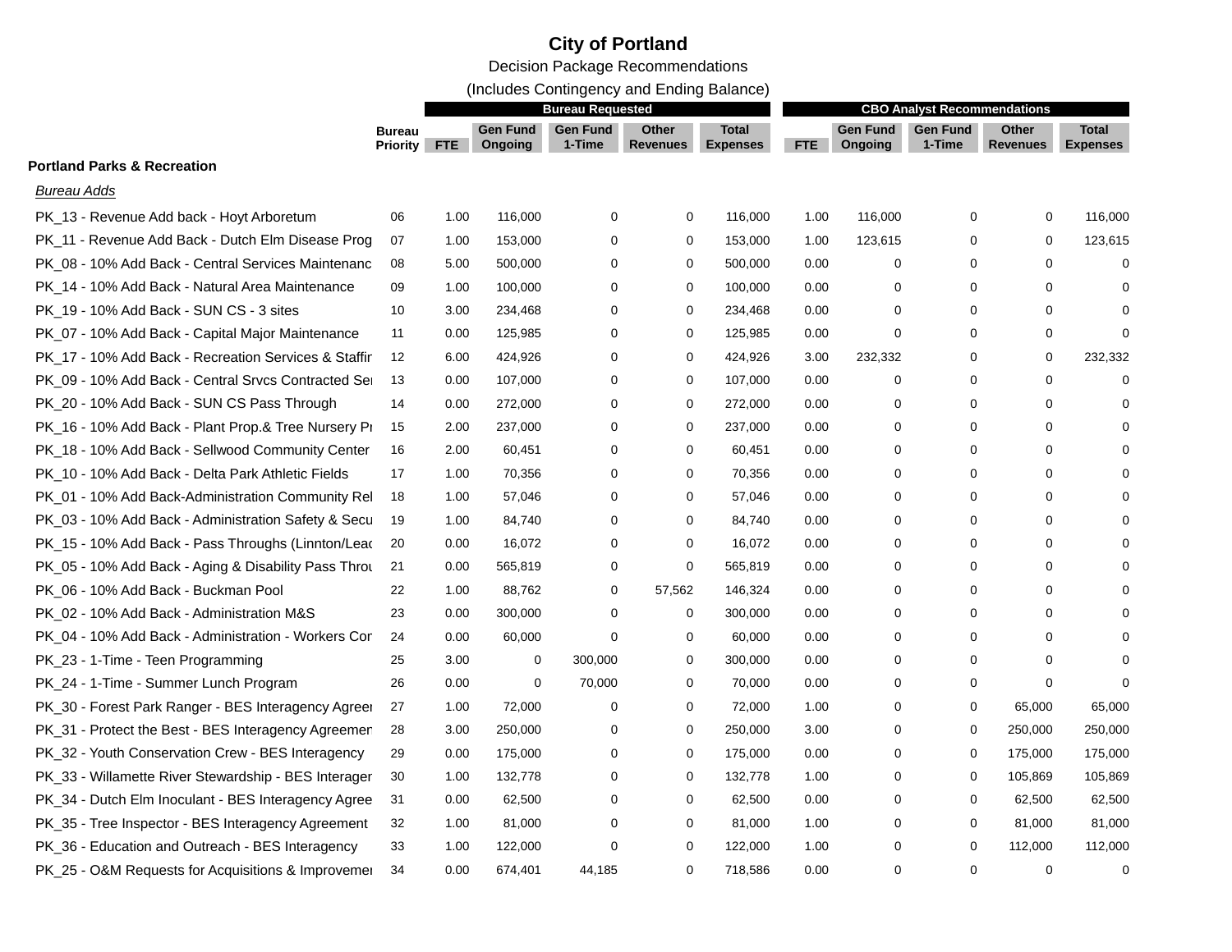# City of Portland

Decision Package Recommendations

(Includes Contingency and Ending Balance)

| | Bureau Priority | Bureau Requested | | | | | CBO Analyst Recommendations | | | | |
|---|---|---|---|---|---|---|---|---|---|---|---|
| | | FTE | Gen Fund Ongoing | Gen Fund 1-Time | Other Revenues | Total Expenses | FTE | Gen Fund Ongoing | Gen Fund 1-Time | Other Revenues | Total Expenses |
| **Portland Parks & Recreation** | | | | | | | | | | | |
| *Bureau Adds* | | | | | | | | | | | |
| PK_13 - Revenue Add back - Hoyt Arboretum | 06 | 1.00 | 116,000 | 0 | 0 | 116,000 | 1.00 | 116,000 | 0 | 0 | 116,000 |
| PK_11 - Revenue Add Back - Dutch Elm Disease Prog | 07 | 1.00 | 153,000 | 0 | 0 | 153,000 | 1.00 | 123,615 | 0 | 0 | 123,615 |
| PK_08 - 10% Add Back - Central Services Maintenanc | 08 | 5.00 | 500,000 | 0 | 0 | 500,000 | 0.00 | 0 | 0 | 0 | 0 |
| PK_14 - 10% Add Back - Natural Area Maintenance | 09 | 1.00 | 100,000 | 0 | 0 | 100,000 | 0.00 | 0 | 0 | 0 | 0 |
| PK_19 - 10% Add Back - SUN CS - 3 sites | 10 | 3.00 | 234,468 | 0 | 0 | 234,468 | 0.00 | 0 | 0 | 0 | 0 |
| PK_07 - 10% Add Back - Capital Major Maintenance | 11 | 0.00 | 125,985 | 0 | 0 | 125,985 | 0.00 | 0 | 0 | 0 | 0 |
| PK_17 - 10% Add Back - Recreation Services & Staffir | 12 | 6.00 | 424,926 | 0 | 0 | 424,926 | 3.00 | 232,332 | 0 | 0 | 232,332 |
| PK_09 - 10% Add Back - Central Srvcs Contracted Se | 13 | 0.00 | 107,000 | 0 | 0 | 107,000 | 0.00 | 0 | 0 | 0 | 0 |
| PK_20 - 10% Add Back - SUN CS Pass Through | 14 | 0.00 | 272,000 | 0 | 0 | 272,000 | 0.00 | 0 | 0 | 0 | 0 |
| PK_16 - 10% Add Back - Plant Prop.& Tree Nursery Pr | 15 | 2.00 | 237,000 | 0 | 0 | 237,000 | 0.00 | 0 | 0 | 0 | 0 |
| PK_18 - 10% Add Back - Sellwood Community Center | 16 | 2.00 | 60,451 | 0 | 0 | 60,451 | 0.00 | 0 | 0 | 0 | 0 |
| PK_10 - 10% Add Back - Delta Park Athletic Fields | 17 | 1.00 | 70,356 | 0 | 0 | 70,356 | 0.00 | 0 | 0 | 0 | 0 |
| PK_01 - 10% Add Back-Administration Community Rel | 18 | 1.00 | 57,046 | 0 | 0 | 57,046 | 0.00 | 0 | 0 | 0 | 0 |
| PK_03 - 10% Add Back - Administration Safety & Secu | 19 | 1.00 | 84,740 | 0 | 0 | 84,740 | 0.00 | 0 | 0 | 0 | 0 |
| PK_15 - 10% Add Back - Pass Throughs (Linnton/Leac | 20 | 0.00 | 16,072 | 0 | 0 | 16,072 | 0.00 | 0 | 0 | 0 | 0 |
| PK_05 - 10% Add Back - Aging & Disability Pass Throu | 21 | 0.00 | 565,819 | 0 | 0 | 565,819 | 0.00 | 0 | 0 | 0 | 0 |
| PK_06 - 10% Add Back - Buckman Pool | 22 | 1.00 | 88,762 | 0 | 57,562 | 146,324 | 0.00 | 0 | 0 | 0 | 0 |
| PK_02 - 10% Add Back - Administration M&S | 23 | 0.00 | 300,000 | 0 | 0 | 300,000 | 0.00 | 0 | 0 | 0 | 0 |
| PK_04 - 10% Add Back - Administration - Workers Cor | 24 | 0.00 | 60,000 | 0 | 0 | 60,000 | 0.00 | 0 | 0 | 0 | 0 |
| PK_23 - 1-Time - Teen Programming | 25 | 3.00 | 0 | 300,000 | 0 | 300,000 | 0.00 | 0 | 0 | 0 | 0 |
| PK_24 - 1-Time - Summer Lunch Program | 26 | 0.00 | 0 | 70,000 | 0 | 70,000 | 0.00 | 0 | 0 | 0 | 0 |
| PK_30 - Forest Park Ranger - BES Interagency Agreer | 27 | 1.00 | 72,000 | 0 | 0 | 72,000 | 1.00 | 0 | 0 | 65,000 | 65,000 |
| PK_31 - Protect the Best - BES Interagency Agreemer | 28 | 3.00 | 250,000 | 0 | 0 | 250,000 | 3.00 | 0 | 0 | 250,000 | 250,000 |
| PK_32 - Youth Conservation Crew - BES Interagency | 29 | 0.00 | 175,000 | 0 | 0 | 175,000 | 0.00 | 0 | 0 | 175,000 | 175,000 |
| PK_33 - Willamette River Stewardship - BES Interager | 30 | 1.00 | 132,778 | 0 | 0 | 132,778 | 1.00 | 0 | 0 | 105,869 | 105,869 |
| PK_34 - Dutch Elm Inoculant - BES Interagency Agree | 31 | 0.00 | 62,500 | 0 | 0 | 62,500 | 0.00 | 0 | 0 | 62,500 | 62,500 |
| PK_35 - Tree Inspector - BES Interagency Agreement | 32 | 1.00 | 81,000 | 0 | 0 | 81,000 | 1.00 | 0 | 0 | 81,000 | 81,000 |
| PK_36 - Education and Outreach - BES Interagency | 33 | 1.00 | 122,000 | 0 | 0 | 122,000 | 1.00 | 0 | 0 | 112,000 | 112,000 |
| PK_25 - O&M Requests for Acquisitions & Improvemer | 34 | 0.00 | 674,401 | 44,185 | 0 | 718,586 | 0.00 | 0 | 0 | 0 | 0 |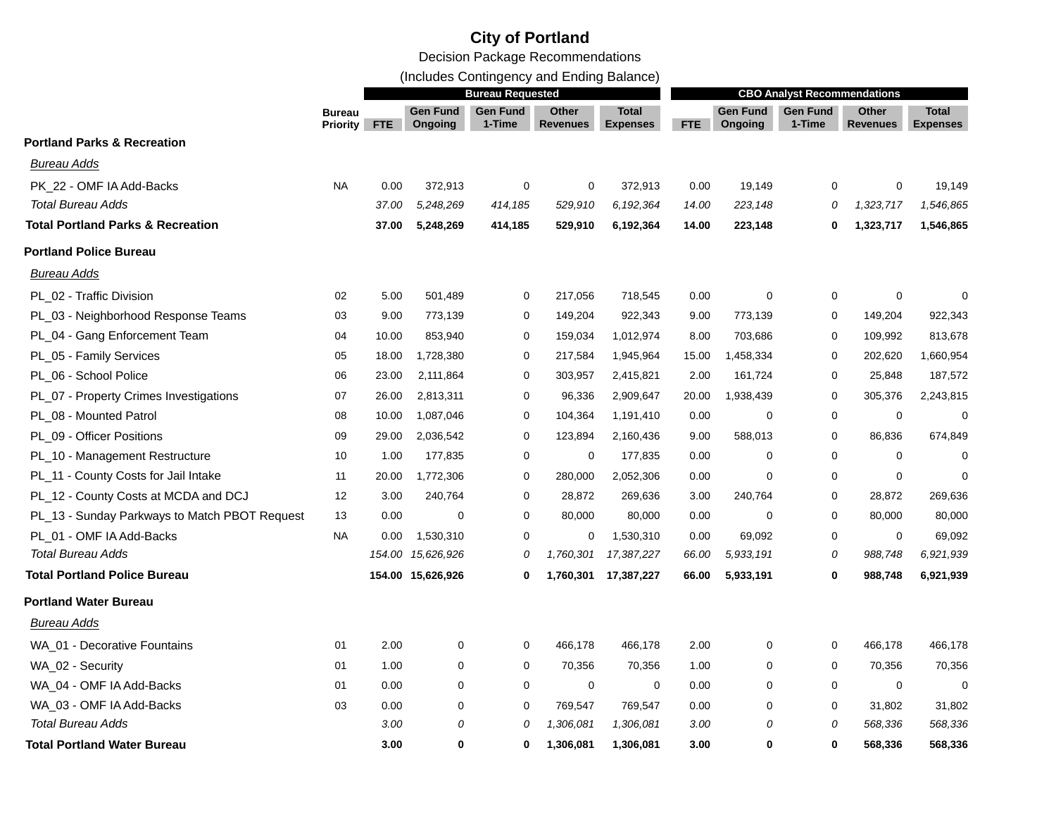# City of Portland

Decision Package Recommendations

(Includes Contingency and Ending Balance)

| | Bureau Priority | Bureau Requested | | | | | CBO Analyst Recommendations | | | | |
|---|---|---|---|---|---|---|---|---|---|---|---|
| | | FTE | Gen Fund Ongoing | Gen Fund 1-Time | Other Revenues | Total Expenses | FTE | Gen Fund Ongoing | Gen Fund 1-Time | Other Revenues | Total Expenses |
| **Portland Parks & Recreation** | | | | | | | | | | | |
| *Bureau Adds* | | | | | | | | | | | |
| PK_22 - OMF IA Add-Backs | NA | 0.00 | 372,913 | 0 | 0 | 372,913 | 0.00 | 19,149 | 0 | 0 | 19,149 |
| *Total Bureau Adds* | | *37.00* | *5,248,269* | *414,185* | *529,910* | *6,192,364* | *14.00* | *223,148* | *0* | *1,323,717* | *1,546,865* |
| **Total Portland Parks & Recreation** | | **37.00** | **5,248,269** | **414,185** | **529,910** | **6,192,364** | **14.00** | **223,148** | **0** | **1,323,717** | **1,546,865** |
| **Portland Police Bureau** | | | | | | | | | | | |
| *Bureau Adds* | | | | | | | | | | | |
| PL_02 - Traffic Division | 02 | 5.00 | 501,489 | 0 | 217,056 | 718,545 | 0.00 | 0 | 0 | 0 | 0 |
| PL_03 - Neighborhood Response Teams | 03 | 9.00 | 773,139 | 0 | 149,204 | 922,343 | 9.00 | 773,139 | 0 | 149,204 | 922,343 |
| PL_04 - Gang Enforcement Team | 04 | 10.00 | 853,940 | 0 | 159,034 | 1,012,974 | 8.00 | 703,686 | 0 | 109,992 | 813,678 |
| PL_05 - Family Services | 05 | 18.00 | 1,728,380 | 0 | 217,584 | 1,945,964 | 15.00 | 1,458,334 | 0 | 202,620 | 1,660,954 |
| PL_06 - School Police | 06 | 23.00 | 2,111,864 | 0 | 303,957 | 2,415,821 | 2.00 | 161,724 | 0 | 25,848 | 187,572 |
| PL_07 - Property Crimes Investigations | 07 | 26.00 | 2,813,311 | 0 | 96,336 | 2,909,647 | 20.00 | 1,938,439 | 0 | 305,376 | 2,243,815 |
| PL_08 - Mounted Patrol | 08 | 10.00 | 1,087,046 | 0 | 104,364 | 1,191,410 | 0.00 | 0 | 0 | 0 | 0 |
| PL_09 - Officer Positions | 09 | 29.00 | 2,036,542 | 0 | 123,894 | 2,160,436 | 9.00 | 588,013 | 0 | 86,836 | 674,849 |
| PL_10 - Management Restructure | 10 | 1.00 | 177,835 | 0 | 0 | 177,835 | 0.00 | 0 | 0 | 0 | 0 |
| PL_11 - County Costs for Jail Intake | 11 | 20.00 | 1,772,306 | 0 | 280,000 | 2,052,306 | 0.00 | 0 | 0 | 0 | 0 |
| PL_12 - County Costs at MCDA and DCJ | 12 | 3.00 | 240,764 | 0 | 28,872 | 269,636 | 3.00 | 240,764 | 0 | 28,872 | 269,636 |
| PL_13 - Sunday Parkways to Match PBOT Request | 13 | 0.00 | 0 | 0 | 80,000 | 80,000 | 0.00 | 0 | 0 | 80,000 | 80,000 |
| PL_01 - OMF IA Add-Backs | NA | 0.00 | 1,530,310 | 0 | 0 | 1,530,310 | 0.00 | 69,092 | 0 | 0 | 69,092 |
| *Total Bureau Adds* | | *154.00* | *15,626,926* | *0* | *1,760,301* | *17,387,227* | *66.00* | *5,933,191* | *0* | *988,748* | *6,921,939* |
| **Total Portland Police Bureau** | | **154.00** | **15,626,926** | **0** | **1,760,301** | **17,387,227** | **66.00** | **5,933,191** | **0** | **988,748** | **6,921,939** |
| **Portland Water Bureau** | | | | | | | | | | | |
| *Bureau Adds* | | | | | | | | | | | |
| WA_01 - Decorative Fountains | 01 | 2.00 | 0 | 0 | 466,178 | 466,178 | 2.00 | 0 | 0 | 466,178 | 466,178 |
| WA_02 - Security | 01 | 1.00 | 0 | 0 | 70,356 | 70,356 | 1.00 | 0 | 0 | 70,356 | 70,356 |
| WA_04 - OMF IA Add-Backs | 01 | 0.00 | 0 | 0 | 0 | 0 | 0.00 | 0 | 0 | 0 | 0 |
| WA_03 - OMF IA Add-Backs | 03 | 0.00 | 0 | 0 | 769,547 | 769,547 | 0.00 | 0 | 0 | 31,802 | 31,802 |
| *Total Bureau Adds* | | *3.00* | *0* | *0* | *1,306,081* | *1,306,081* | *3.00* | *0* | *0* | *568,336* | *568,336* |
| **Total Portland Water Bureau** | | **3.00** | **0** | **0** | **1,306,081** | **1,306,081** | **3.00** | **0** | **0** | **568,336** | **568,336** |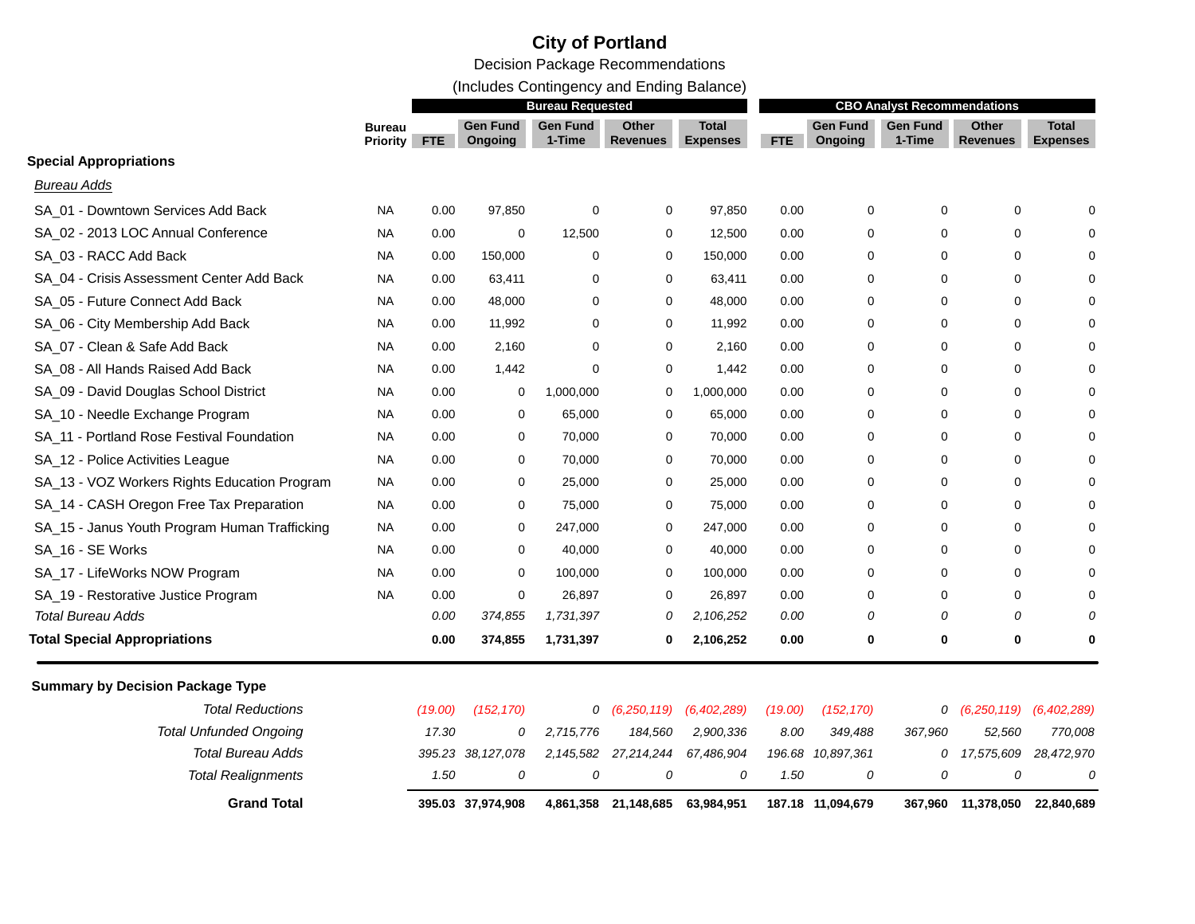# City of Portland

Decision Package Recommendations

(Includes Contingency and Ending Balance)

| | Bureau Priority | Bureau Requested | | | | | CBO Analyst Recommendations | | | | |
|---|---|---|---|---|---|---|---|---|---|---|---|
| | | FTE | Gen Fund Ongoing | Gen Fund 1-Time | Other Revenues | Total Expenses | FTE | Gen Fund Ongoing | Gen Fund 1-Time | Other Revenues | Total Expenses |
| **Special Appropriations** | | | | | | | | | | | |
| *Bureau Adds* | | | | | | | | | | | |
| SA_01 - Downtown Services Add Back | NA | 0.00 | 97,850 | 0 | 0 | 97,850 | 0.00 | 0 | 0 | 0 | 0 |
| SA_02 - 2013 LOC Annual Conference | NA | 0.00 | 0 | 12,500 | 0 | 12,500 | 0.00 | 0 | 0 | 0 | 0 |
| SA_03 - RACC Add Back | NA | 0.00 | 150,000 | 0 | 0 | 150,000 | 0.00 | 0 | 0 | 0 | 0 |
| SA_04 - Crisis Assessment Center Add Back | NA | 0.00 | 63,411 | 0 | 0 | 63,411 | 0.00 | 0 | 0 | 0 | 0 |
| SA_05 - Future Connect Add Back | NA | 0.00 | 48,000 | 0 | 0 | 48,000 | 0.00 | 0 | 0 | 0 | 0 |
| SA_06 - City Membership Add Back | NA | 0.00 | 11,992 | 0 | 0 | 11,992 | 0.00 | 0 | 0 | 0 | 0 |
| SA_07 - Clean & Safe Add Back | NA | 0.00 | 2,160 | 0 | 0 | 2,160 | 0.00 | 0 | 0 | 0 | 0 |
| SA_08 - All Hands Raised Add Back | NA | 0.00 | 1,442 | 0 | 0 | 1,442 | 0.00 | 0 | 0 | 0 | 0 |
| SA_09 - David Douglas School District | NA | 0.00 | 0 | 1,000,000 | 0 | 1,000,000 | 0.00 | 0 | 0 | 0 | 0 |
| SA_10 - Needle Exchange Program | NA | 0.00 | 0 | 65,000 | 0 | 65,000 | 0.00 | 0 | 0 | 0 | 0 |
| SA_11 - Portland Rose Festival Foundation | NA | 0.00 | 0 | 70,000 | 0 | 70,000 | 0.00 | 0 | 0 | 0 | 0 |
| SA_12 - Police Activities League | NA | 0.00 | 0 | 70,000 | 0 | 70,000 | 0.00 | 0 | 0 | 0 | 0 |
| SA_13 - VOZ Workers Rights Education Program | NA | 0.00 | 0 | 25,000 | 0 | 25,000 | 0.00 | 0 | 0 | 0 | 0 |
| SA_14 - CASH Oregon Free Tax Preparation | NA | 0.00 | 0 | 75,000 | 0 | 75,000 | 0.00 | 0 | 0 | 0 | 0 |
| SA_15 - Janus Youth Program Human Trafficking | NA | 0.00 | 0 | 247,000 | 0 | 247,000 | 0.00 | 0 | 0 | 0 | 0 |
| SA_16 - SE Works | NA | 0.00 | 0 | 40,000 | 0 | 40,000 | 0.00 | 0 | 0 | 0 | 0 |
| SA_17 - LifeWorks NOW Program | NA | 0.00 | 0 | 100,000 | 0 | 100,000 | 0.00 | 0 | 0 | 0 | 0 |
| SA_19 - Restorative Justice Program | NA | 0.00 | 0 | 26,897 | 0 | 26,897 | 0.00 | 0 | 0 | 0 | 0 |
| *Total Bureau Adds* | | *0.00* | *374,855* | *1,731,397* | *0* | *2,106,252* | *0.00* | *0* | *0* | *0* | *0* |
| **Total Special Appropriations** | | **0.00** | **374,855** | **1,731,397** | **0** | **2,106,252** | **0.00** | **0** | **0** | **0** | **0** |

| **Summary by Decision Package Type** | FTE | Gen Fund Ongoing | Gen Fund 1-Time | Other Revenues | Total Expenses | FTE | Gen Fund Ongoing | Gen Fund 1-Time | Other Revenues | Total Expenses |
|---|---|---|---|---|---|---|---|---|---|---|
| *Total Reductions* | *(19.00)* | *(152,170)* | *0* | *(6,250,119)* | *(6,402,289)* | *(19.00)* | *(152,170)* | *0* | *(6,250,119)* | *(6,402,289)* |
| *Total Unfunded Ongoing* | *17.30* | *0* | *2,715,776* | *184,560* | *2,900,336* | *8.00* | *349,488* | *367,960* | *52,560* | *770,008* |
| *Total Bureau Adds* | *395.23* | *38,127,078* | *2,145,582* | *27,214,244* | *67,486,904* | *196.68* | *10,897,361* | *0* | *17,575,609* | *28,472,970* |
| *Total Realignments* | *1.50* | *0* | *0* | *0* | *0* | *1.50* | *0* | *0* | *0* | *0* |
| **Grand Total** | **395.03** | **37,974,908** | **4,861,358** | **21,148,685** | **63,984,951** | **187.18** | **11,094,679** | **367,960** | **11,378,050** | **22,840,689** |